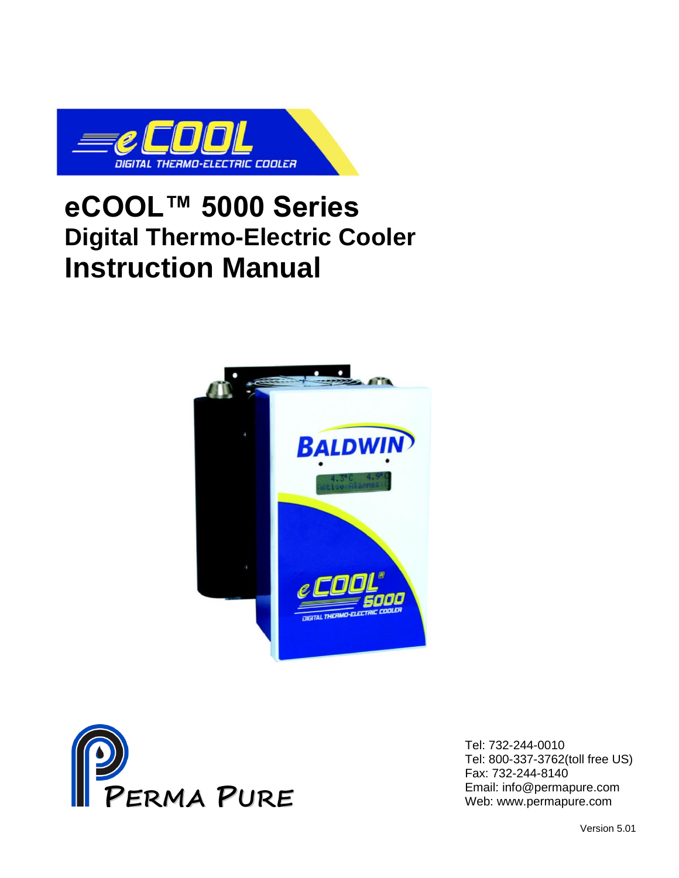# eCOOL™ 5000 Series

## Digital Thermo-Electric Cooler

# Instruction Manual

Tel: 732-244-0010
Tel: 800-337-3762(toll free US)
Fax: 732-244-8140
Email: info@permapure.com
Web: www.permapure.com

Version 5.01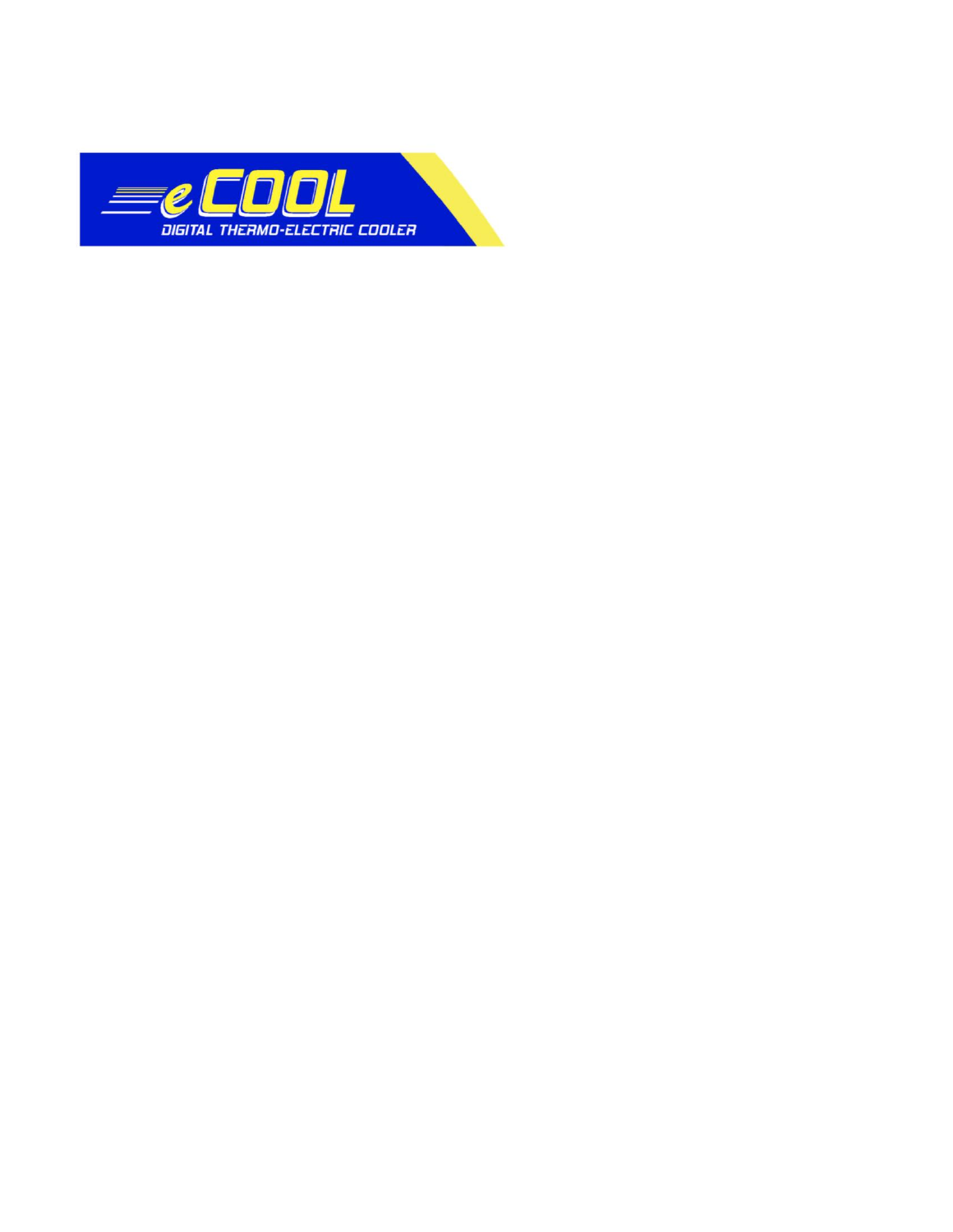eCOOL

DIGITAL THERMO-ELECTRIC COOLER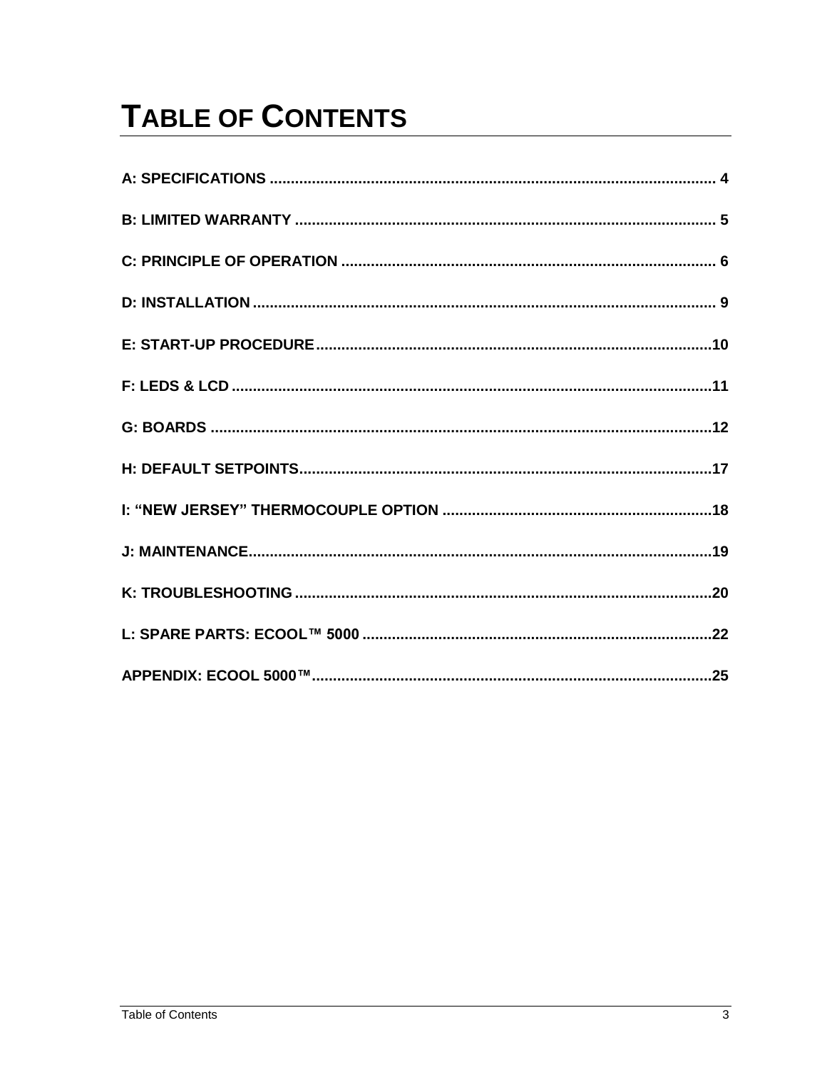# TABLE OF CONTENTS

A: SPECIFICATIONS ........................................................................................................ 4

B: LIMITED WARRANTY .................................................................................................. 5

C: PRINCIPLE OF OPERATION ....................................................................................... 6

D: INSTALLATION ............................................................................................................ 9

E: START-UP PROCEDURE............................................................................................10

F: LEDS & LCD ................................................................................................................11

G: BOARDS .....................................................................................................................12

H: DEFAULT SETPOINTS................................................................................................17

I: "NEW JERSEY" THERMOCOUPLE OPTION ..............................................................18

J: MAINTENANCE............................................................................................................19

K: TROUBLESHOOTING .................................................................................................20

L: SPARE PARTS: ECOOL™ 5000 ..................................................................................22

APPENDIX: ECOOL 5000™..............................................................................................25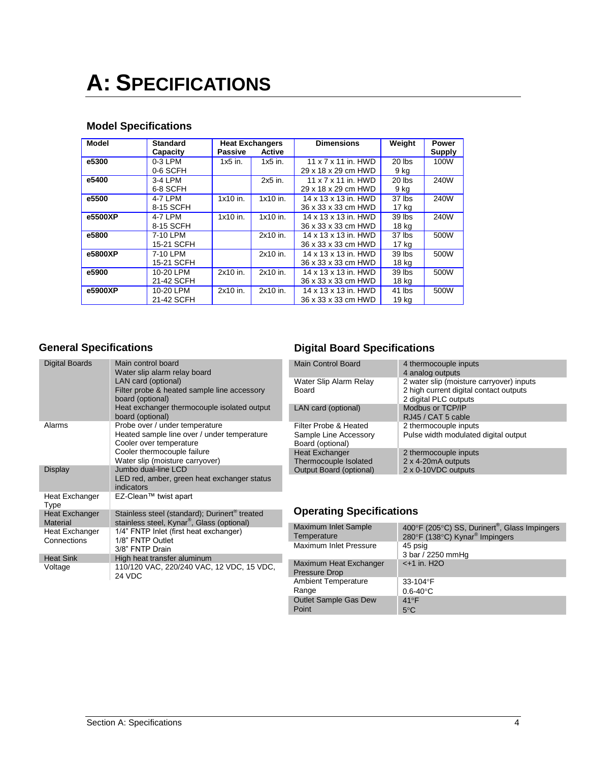# A: SPECIFICATIONS

## Model Specifications

| Model | Standard Capacity | Heat Exchangers | | Dimensions | Weight | Power Supply |
|---|---|---|---|---|---|---|
| | | Passive | Active | | | |
| **e5300** | 0-3 LPM<br>0-6 SCFH | 1x5 in. | 1x5 in. | 11 x 7 x 11 in. HWD<br>29 x 18 x 29 cm HWD | 20 lbs<br>9 kg | 100W |
| **e5400** | 3-4 LPM<br>6-8 SCFH | | 2x5 in. | 11 x 7 x 11 in. HWD<br>29 x 18 x 29 cm HWD | 20 lbs<br>9 kg | 240W |
| **e5500** | 4-7 LPM<br>8-15 SCFH | 1x10 in. | 1x10 in. | 14 x 13 x 13 in. HWD<br>36 x 33 x 33 cm HWD | 37 lbs<br>17 kg | 240W |
| **e5500XP** | 4-7 LPM<br>8-15 SCFH | 1x10 in. | 1x10 in. | 14 x 13 x 13 in. HWD<br>36 x 33 x 33 cm HWD | 39 lbs<br>18 kg | 240W |
| **e5800** | 7-10 LPM<br>15-21 SCFH | | 2x10 in. | 14 x 13 x 13 in. HWD<br>36 x 33 x 33 cm HWD | 37 lbs<br>17 kg | 500W |
| **e5800XP** | 7-10 LPM<br>15-21 SCFH | | 2x10 in. | 14 x 13 x 13 in. HWD<br>36 x 33 x 33 cm HWD | 39 lbs<br>18 kg | 500W |
| **e5900** | 10-20 LPM<br>21-42 SCFH | 2x10 in. | 2x10 in. | 14 x 13 x 13 in. HWD<br>36 x 33 x 33 cm HWD | 39 lbs<br>18 kg | 500W |
| **e5900XP** | 10-20 LPM<br>21-42 SCFH | 2x10 in. | 2x10 in. | 14 x 13 x 13 in. HWD<br>36 x 33 x 33 cm HWD | 41 lbs<br>19 kg | 500W |

## General Specifications

| | |
|---|---|
| Digital Boards | Main control board<br>Water slip alarm relay board<br>LAN card (optional)<br>Filter probe & heated sample line accessory board (optional)<br>Heat exchanger thermocouple isolated output board (optional) |
| Alarms | Probe over / under temperature<br>Heated sample line over / under temperature<br>Cooler over temperature<br>Cooler thermocouple failure<br>Water slip (moisture carryover) |
| Display | Jumbo dual-line LCD<br>LED red, amber, green heat exchanger status indicators |
| Heat Exchanger Type | EZ-Clean™ twist apart |
| Heat Exchanger Material | Stainless steel (standard); Durinert® treated stainless steel, Kynar®, Glass (optional) |
| Heat Exchanger Connections | 1/4" FNTP Inlet (first heat exchanger)<br>1/8" FNTP Outlet<br>3/8" FNTP Drain |
| Heat Sink | High heat transfer aluminum |
| Voltage | 110/120 VAC, 220/240 VAC, 12 VDC, 15 VDC, 24 VDC |

## Digital Board Specifications

| | |
|---|---|
| Main Control Board | 4 thermocouple inputs<br>4 analog outputs |
| Water Slip Alarm Relay Board | 2 water slip (moisture carryover) inputs<br>2 high current digital contact outputs<br>2 digital PLC outputs |
| LAN card (optional) | Modbus or TCP/IP<br>RJ45 / CAT 5 cable |
| Filter Probe & Heated Sample Line Accessory Board (optional) | 2 thermocouple inputs<br>Pulse width modulated digital output |
| Heat Exchanger Thermocouple Isolated Output Board (optional) | 2 thermocouple inputs<br>2 x 4-20mA outputs<br>2 x 0-10VDC outputs |

## Operating Specifications

| | |
|---|---|
| Maximum Inlet Sample Temperature | 400°F (205°C) SS, Durinert®, Glass Impingers<br>280°F (138°C) Kynar® Impingers |
| Maximum Inlet Pressure | 45 psig<br>3 bar / 2250 mmHg |
| Maximum Heat Exchanger Pressure Drop | <+1 in. H2O |
| Ambient Temperature Range | 33-104°F<br>0.6-40°C |
| Outlet Sample Gas Dew Point | 41°F<br>5°C |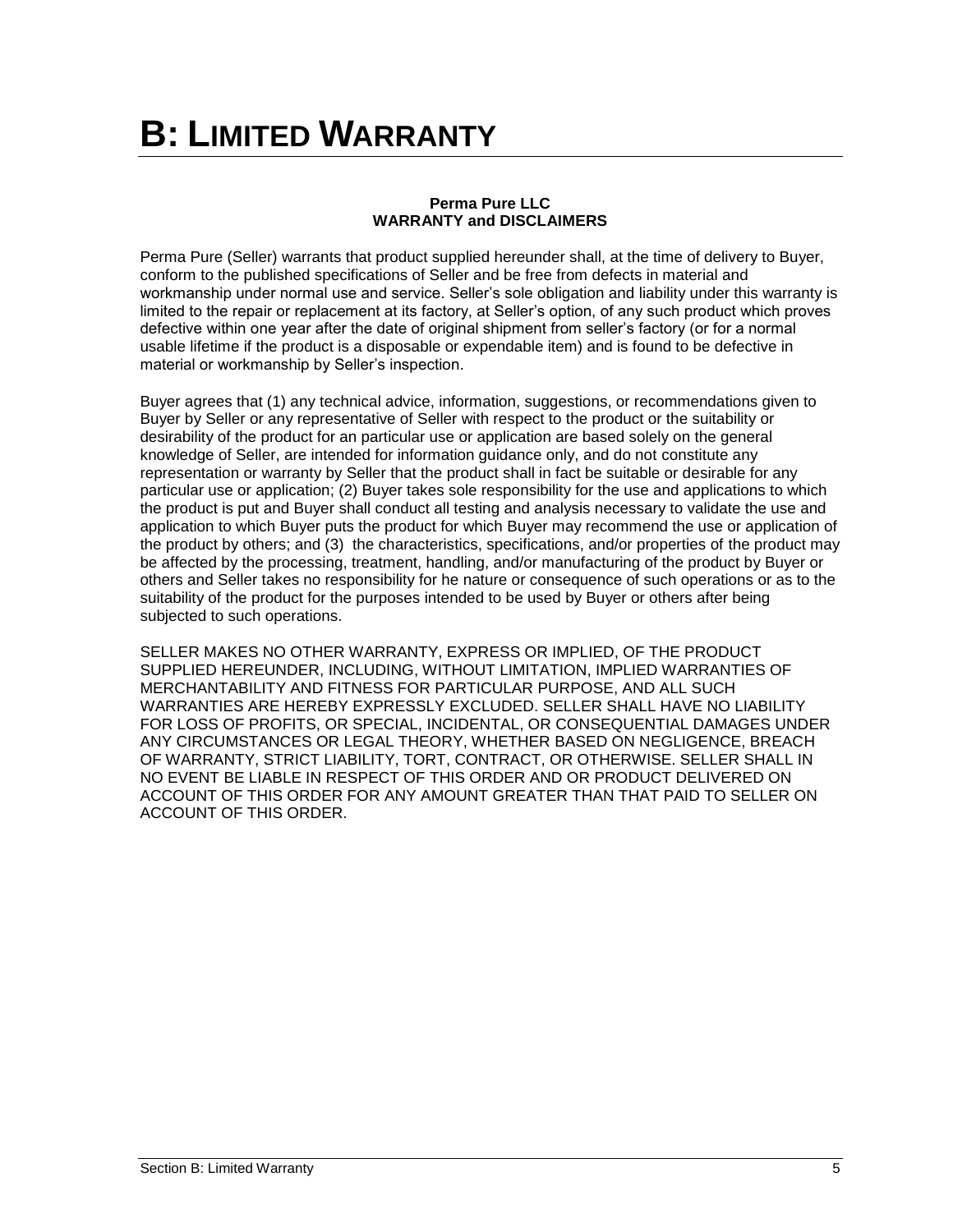# B: LIMITED WARRANTY

**Perma Pure LLC**
**WARRANTY and DISCLAIMERS**

Perma Pure (Seller) warrants that product supplied hereunder shall, at the time of delivery to Buyer, conform to the published specifications of Seller and be free from defects in material and workmanship under normal use and service. Seller's sole obligation and liability under this warranty is limited to the repair or replacement at its factory, at Seller's option, of any such product which proves defective within one year after the date of original shipment from seller's factory (or for a normal usable lifetime if the product is a disposable or expendable item) and is found to be defective in material or workmanship by Seller's inspection.

Buyer agrees that (1) any technical advice, information, suggestions, or recommendations given to Buyer by Seller or any representative of Seller with respect to the product or the suitability or desirability of the product for an particular use or application are based solely on the general knowledge of Seller, are intended for information guidance only, and do not constitute any representation or warranty by Seller that the product shall in fact be suitable or desirable for any particular use or application; (2) Buyer takes sole responsibility for the use and applications to which the product is put and Buyer shall conduct all testing and analysis necessary to validate the use and application to which Buyer puts the product for which Buyer may recommend the use or application of the product by others; and (3) the characteristics, specifications, and/or properties of the product may be affected by the processing, treatment, handling, and/or manufacturing of the product by Buyer or others and Seller takes no responsibility for he nature or consequence of such operations or as to the suitability of the product for the purposes intended to be used by Buyer or others after being subjected to such operations.

SELLER MAKES NO OTHER WARRANTY, EXPRESS OR IMPLIED, OF THE PRODUCT SUPPLIED HEREUNDER, INCLUDING, WITHOUT LIMITATION, IMPLIED WARRANTIES OF MERCHANTABILITY AND FITNESS FOR PARTICULAR PURPOSE, AND ALL SUCH WARRANTIES ARE HEREBY EXPRESSLY EXCLUDED. SELLER SHALL HAVE NO LIABILITY FOR LOSS OF PROFITS, OR SPECIAL, INCIDENTAL, OR CONSEQUENTIAL DAMAGES UNDER ANY CIRCUMSTANCES OR LEGAL THEORY, WHETHER BASED ON NEGLIGENCE, BREACH OF WARRANTY, STRICT LIABILITY, TORT, CONTRACT, OR OTHERWISE. SELLER SHALL IN NO EVENT BE LIABLE IN RESPECT OF THIS ORDER AND OR PRODUCT DELIVERED ON ACCOUNT OF THIS ORDER FOR ANY AMOUNT GREATER THAN THAT PAID TO SELLER ON ACCOUNT OF THIS ORDER.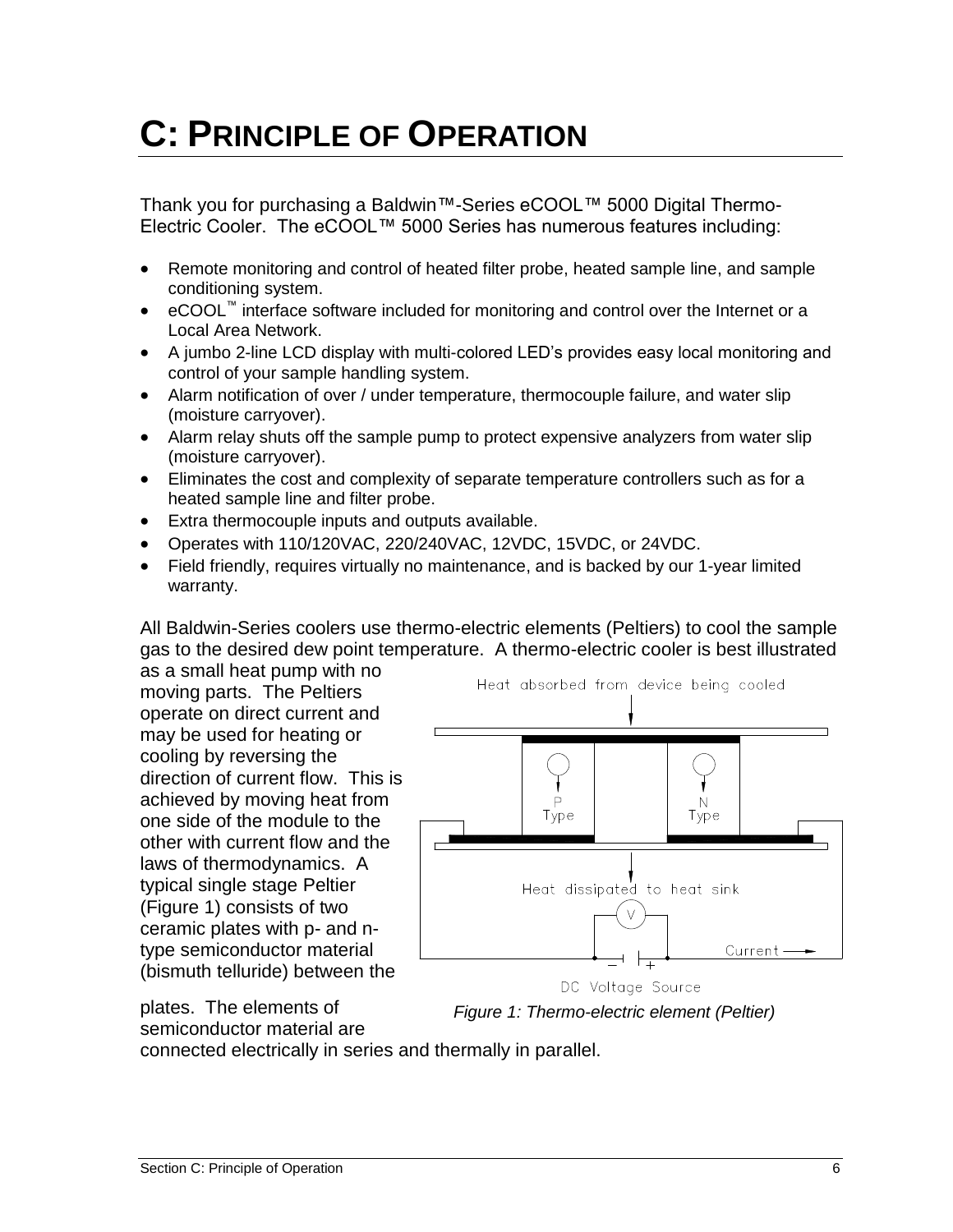# C: PRINCIPLE OF OPERATION

Thank you for purchasing a Baldwin™-Series eCOOL™ 5000 Digital Thermo-Electric Cooler. The eCOOL™ 5000 Series has numerous features including:

- Remote monitoring and control of heated filter probe, heated sample line, and sample conditioning system.
- eCOOL™ interface software included for monitoring and control over the Internet or a Local Area Network.
- A jumbo 2-line LCD display with multi-colored LED's provides easy local monitoring and control of your sample handling system.
- Alarm notification of over / under temperature, thermocouple failure, and water slip (moisture carryover).
- Alarm relay shuts off the sample pump to protect expensive analyzers from water slip (moisture carryover).
- Eliminates the cost and complexity of separate temperature controllers such as for a heated sample line and filter probe.
- Extra thermocouple inputs and outputs available.
- Operates with 110/120VAC, 220/240VAC, 12VDC, 15VDC, or 24VDC.
- Field friendly, requires virtually no maintenance, and is backed by our 1-year limited warranty.

All Baldwin-Series coolers use thermo-electric elements (Peltiers) to cool the sample gas to the desired dew point temperature. A thermo-electric cooler is best illustrated as a small heat pump with no moving parts. The Peltiers operate on direct current and may be used for heating or cooling by reversing the direction of current flow. This is achieved by moving heat from one side of the module to the other with current flow and the laws of thermodynamics. A typical single stage Peltier (Figure 1) consists of two ceramic plates with p- and n-type semiconductor material (bismuth telluride) between the plates. The elements of semiconductor material are connected electrically in series and thermally in parallel.

Heat absorbed from device being cooled

P Type

N Type

Heat dissipated to heat sink

V

Current

DC Voltage Source

*Figure 1: Thermo-electric element (Peltier)*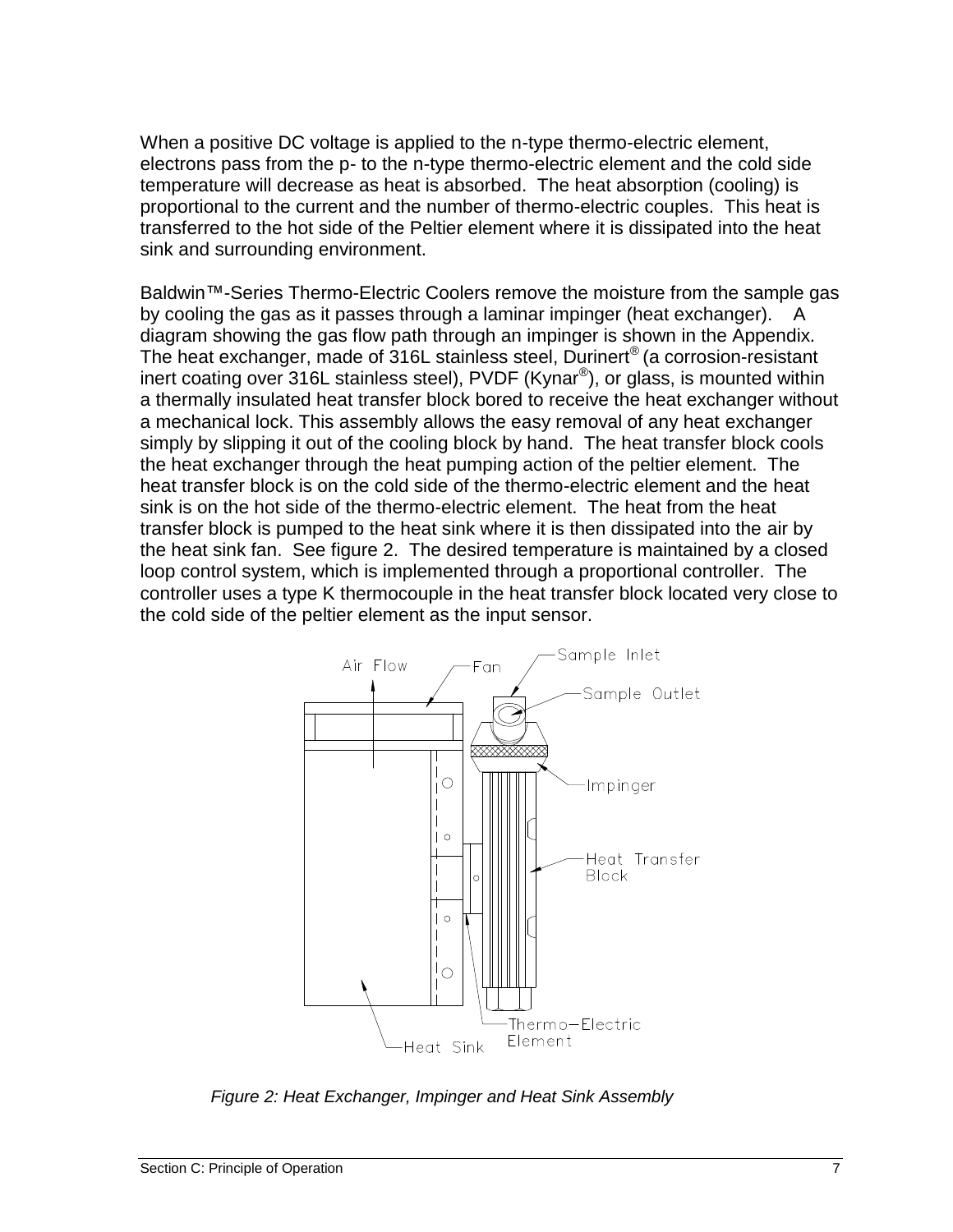When a positive DC voltage is applied to the n-type thermo-electric element, electrons pass from the p- to the n-type thermo-electric element and the cold side temperature will decrease as heat is absorbed. The heat absorption (cooling) is proportional to the current and the number of thermo-electric couples. This heat is transferred to the hot side of the Peltier element where it is dissipated into the heat sink and surrounding environment.

Baldwin™-Series Thermo-Electric Coolers remove the moisture from the sample gas by cooling the gas as it passes through a laminar impinger (heat exchanger). A diagram showing the gas flow path through an impinger is shown in the Appendix. The heat exchanger, made of 316L stainless steel, Durinert® (a corrosion-resistant inert coating over 316L stainless steel), PVDF (Kynar®), or glass, is mounted within a thermally insulated heat transfer block bored to receive the heat exchanger without a mechanical lock. This assembly allows the easy removal of any heat exchanger simply by slipping it out of the cooling block by hand. The heat transfer block cools the heat exchanger through the heat pumping action of the peltier element. The heat transfer block is on the cold side of the thermo-electric element and the heat sink is on the hot side of the thermo-electric element. The heat from the heat transfer block is pumped to the heat sink where it is then dissipated into the air by the heat sink fan. See figure 2. The desired temperature is maintained by a closed loop control system, which is implemented through a proportional controller. The controller uses a type K thermocouple in the heat transfer block located very close to the cold side of the peltier element as the input sensor.

Air Flow, Fan, Sample Inlet, Sample Outlet, Impinger, Heat Transfer Block, Thermo-Electric Element, Heat Sink

*Figure 2: Heat Exchanger, Impinger and Heat Sink Assembly*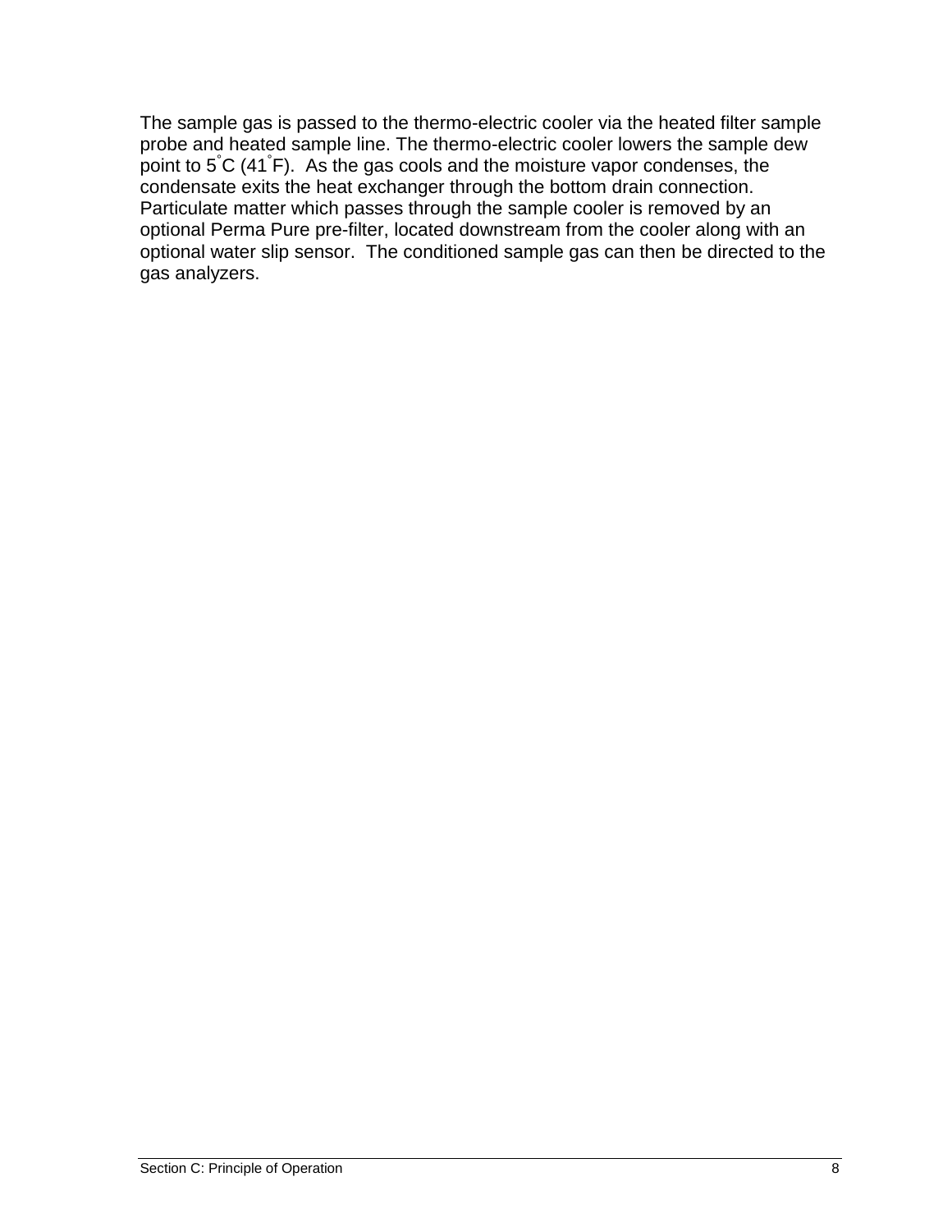The sample gas is passed to the thermo-electric cooler via the heated filter sample probe and heated sample line. The thermo-electric cooler lowers the sample dew point to 5°C (41°F). As the gas cools and the moisture vapor condenses, the condensate exits the heat exchanger through the bottom drain connection. Particulate matter which passes through the sample cooler is removed by an optional Perma Pure pre-filter, located downstream from the cooler along with an optional water slip sensor. The conditioned sample gas can then be directed to the gas analyzers.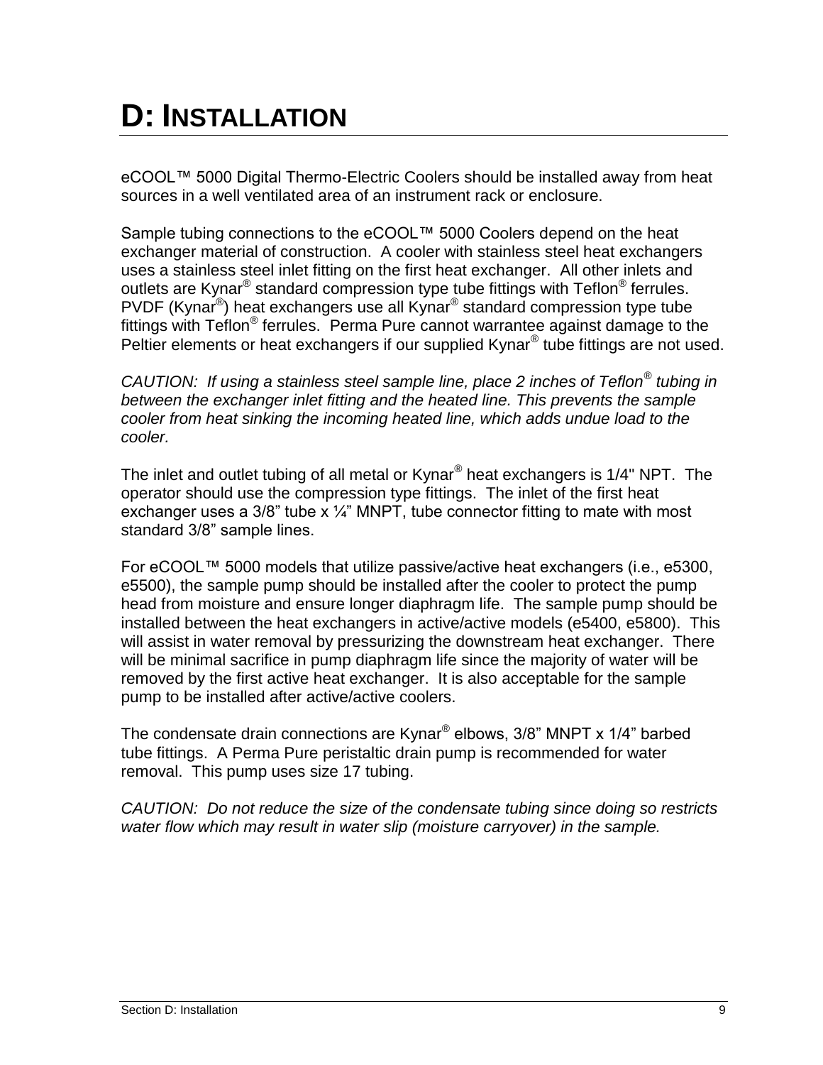# D: INSTALLATION

eCOOL™ 5000 Digital Thermo-Electric Coolers should be installed away from heat sources in a well ventilated area of an instrument rack or enclosure.

Sample tubing connections to the eCOOL™ 5000 Coolers depend on the heat exchanger material of construction. A cooler with stainless steel heat exchangers uses a stainless steel inlet fitting on the first heat exchanger. All other inlets and outlets are Kynar® standard compression type tube fittings with Teflon® ferrules. PVDF (Kynar®) heat exchangers use all Kynar® standard compression type tube fittings with Teflon® ferrules. Perma Pure cannot warrantee against damage to the Peltier elements or heat exchangers if our supplied Kynar® tube fittings are not used.

*CAUTION: If using a stainless steel sample line, place 2 inches of Teflon® tubing in between the exchanger inlet fitting and the heated line. This prevents the sample cooler from heat sinking the incoming heated line, which adds undue load to the cooler.*

The inlet and outlet tubing of all metal or Kynar® heat exchangers is 1/4" NPT. The operator should use the compression type fittings. The inlet of the first heat exchanger uses a 3/8" tube x ¼" MNPT, tube connector fitting to mate with most standard 3/8" sample lines.

For eCOOL™ 5000 models that utilize passive/active heat exchangers (i.e., e5300, e5500), the sample pump should be installed after the cooler to protect the pump head from moisture and ensure longer diaphragm life. The sample pump should be installed between the heat exchangers in active/active models (e5400, e5800). This will assist in water removal by pressurizing the downstream heat exchanger. There will be minimal sacrifice in pump diaphragm life since the majority of water will be removed by the first active heat exchanger. It is also acceptable for the sample pump to be installed after active/active coolers.

The condensate drain connections are Kynar® elbows, 3/8" MNPT x 1/4" barbed tube fittings. A Perma Pure peristaltic drain pump is recommended for water removal. This pump uses size 17 tubing.

*CAUTION: Do not reduce the size of the condensate tubing since doing so restricts water flow which may result in water slip (moisture carryover) in the sample.*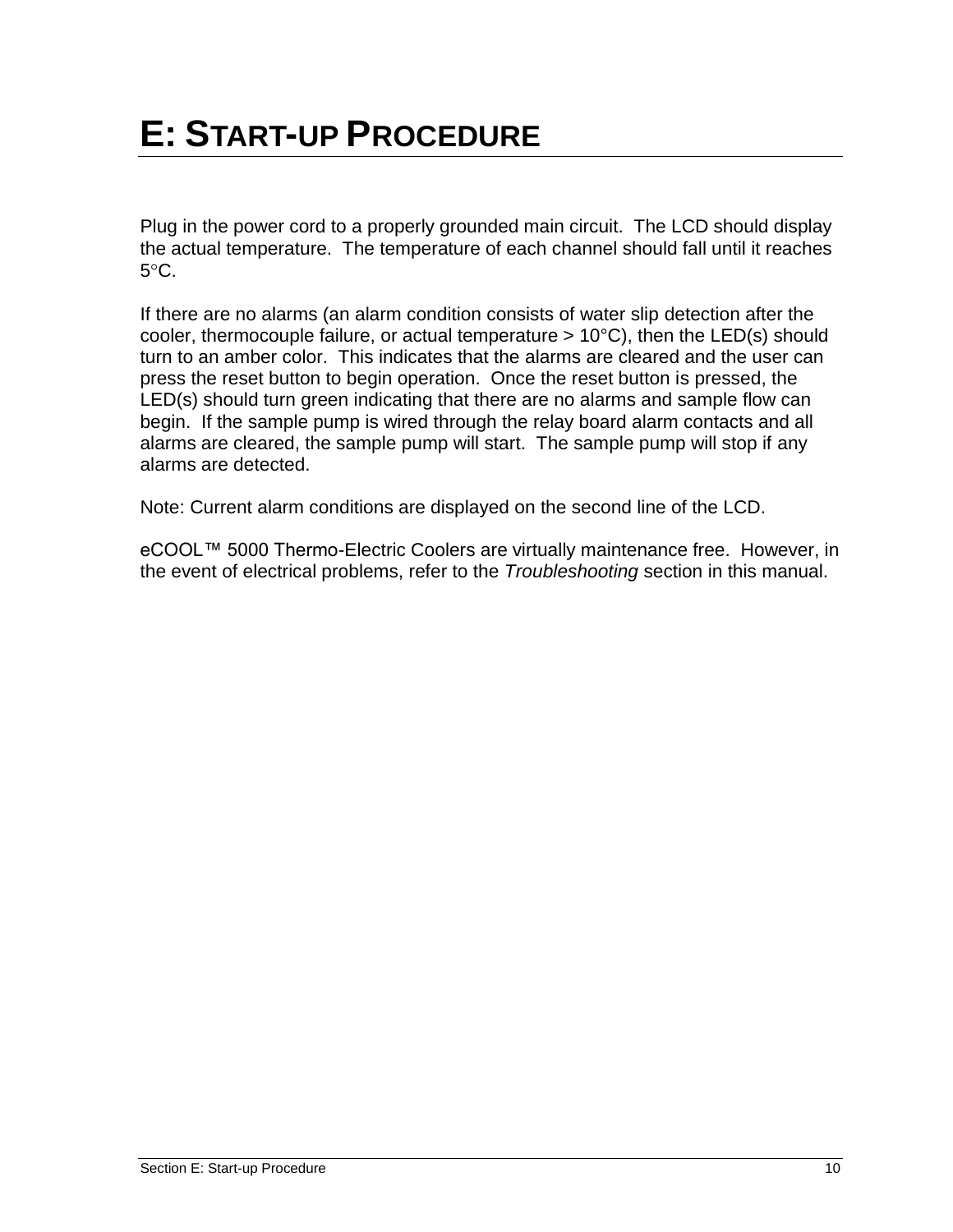# E: START-UP PROCEDURE

Plug in the power cord to a properly grounded main circuit. The LCD should display the actual temperature. The temperature of each channel should fall until it reaches 5°C.

If there are no alarms (an alarm condition consists of water slip detection after the cooler, thermocouple failure, or actual temperature > 10°C), then the LED(s) should turn to an amber color. This indicates that the alarms are cleared and the user can press the reset button to begin operation. Once the reset button is pressed, the LED(s) should turn green indicating that there are no alarms and sample flow can begin. If the sample pump is wired through the relay board alarm contacts and all alarms are cleared, the sample pump will start. The sample pump will stop if any alarms are detected.

Note: Current alarm conditions are displayed on the second line of the LCD.

eCOOL™ 5000 Thermo-Electric Coolers are virtually maintenance free. However, in the event of electrical problems, refer to the *Troubleshooting* section in this manual.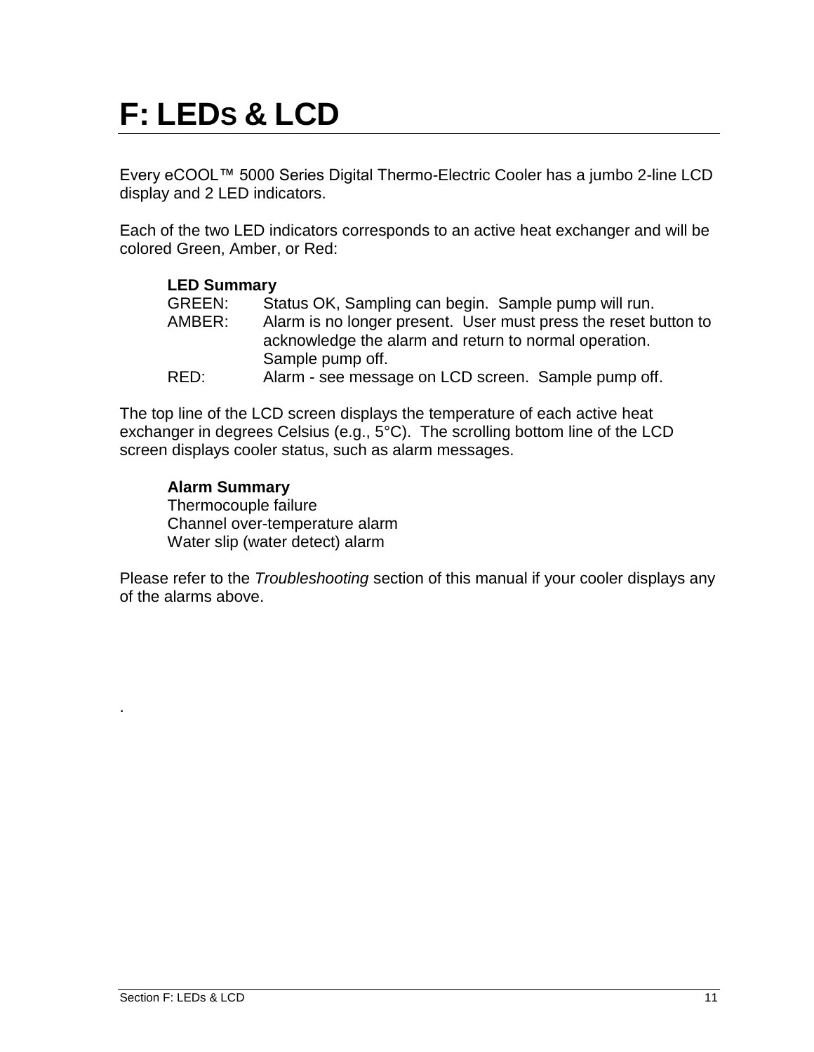# F: LEDS & LCD

Every eCOOL™ 5000 Series Digital Thermo-Electric Cooler has a jumbo 2-line LCD display and 2 LED indicators.

Each of the two LED indicators corresponds to an active heat exchanger and will be colored Green, Amber, or Red:

**LED Summary**

GREEN: Status OK, Sampling can begin. Sample pump will run.

AMBER: Alarm is no longer present. User must press the reset button to acknowledge the alarm and return to normal operation. Sample pump off.

RED: Alarm - see message on LCD screen. Sample pump off.

The top line of the LCD screen displays the temperature of each active heat exchanger in degrees Celsius (e.g., 5°C). The scrolling bottom line of the LCD screen displays cooler status, such as alarm messages.

**Alarm Summary**

Thermocouple failure
Channel over-temperature alarm
Water slip (water detect) alarm

Please refer to the *Troubleshooting* section of this manual if your cooler displays any of the alarms above.

.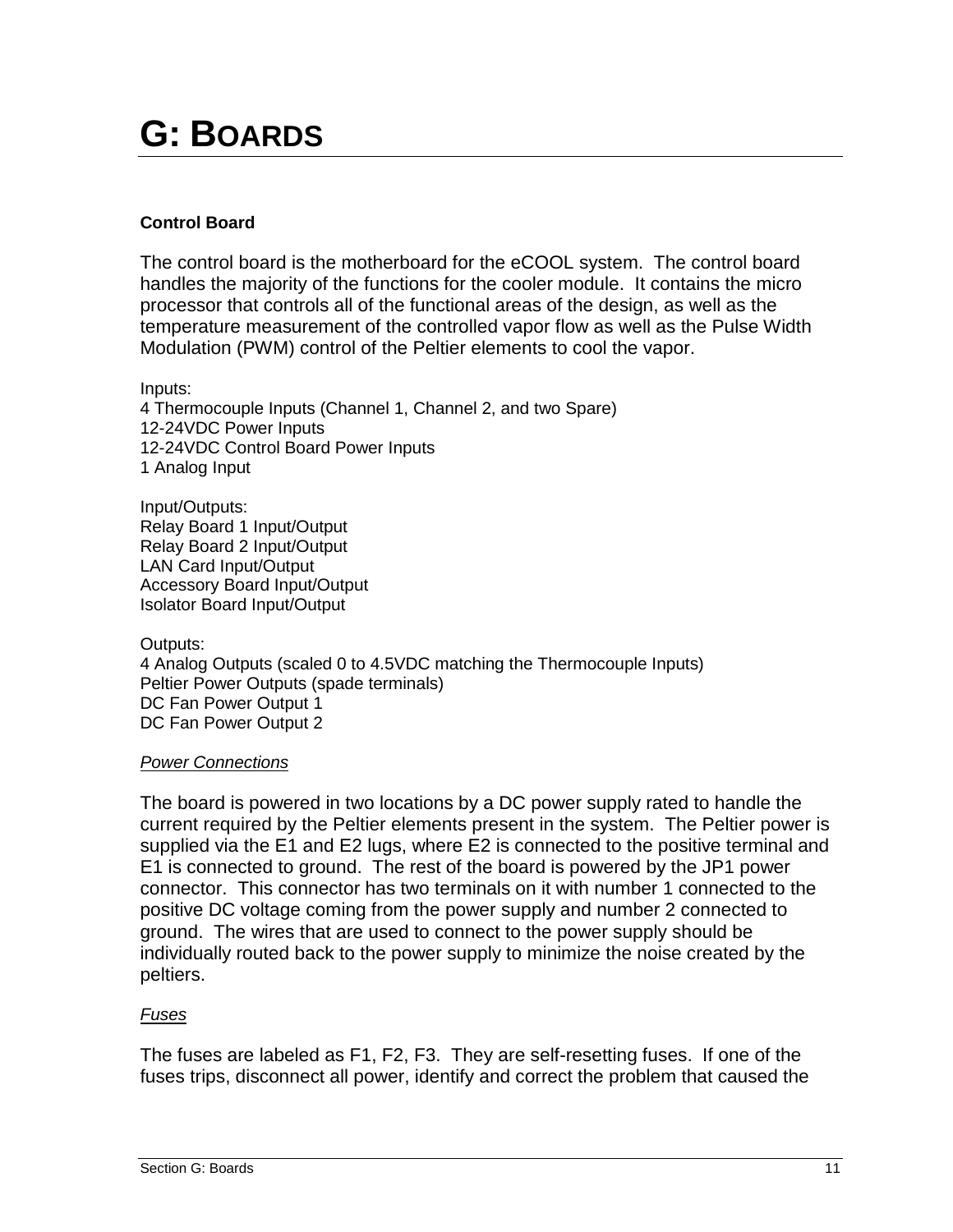# G: BOARDS

**Control Board**

The control board is the motherboard for the eCOOL system. The control board handles the majority of the functions for the cooler module. It contains the micro processor that controls all of the functional areas of the design, as well as the temperature measurement of the controlled vapor flow as well as the Pulse Width Modulation (PWM) control of the Peltier elements to cool the vapor.

Inputs:
4 Thermocouple Inputs (Channel 1, Channel 2, and two Spare)
12-24VDC Power Inputs
12-24VDC Control Board Power Inputs
1 Analog Input

Input/Outputs:
Relay Board 1 Input/Output
Relay Board 2 Input/Output
LAN Card Input/Output
Accessory Board Input/Output
Isolator Board Input/Output

Outputs:
4 Analog Outputs (scaled 0 to 4.5VDC matching the Thermocouple Inputs)
Peltier Power Outputs (spade terminals)
DC Fan Power Output 1
DC Fan Power Output 2

*Power Connections*

The board is powered in two locations by a DC power supply rated to handle the current required by the Peltier elements present in the system. The Peltier power is supplied via the E1 and E2 lugs, where E2 is connected to the positive terminal and E1 is connected to ground. The rest of the board is powered by the JP1 power connector. This connector has two terminals on it with number 1 connected to the positive DC voltage coming from the power supply and number 2 connected to ground. The wires that are used to connect to the power supply should be individually routed back to the power supply to minimize the noise created by the peltiers.

*Fuses*

The fuses are labeled as F1, F2, F3. They are self-resetting fuses. If one of the fuses trips, disconnect all power, identify and correct the problem that caused the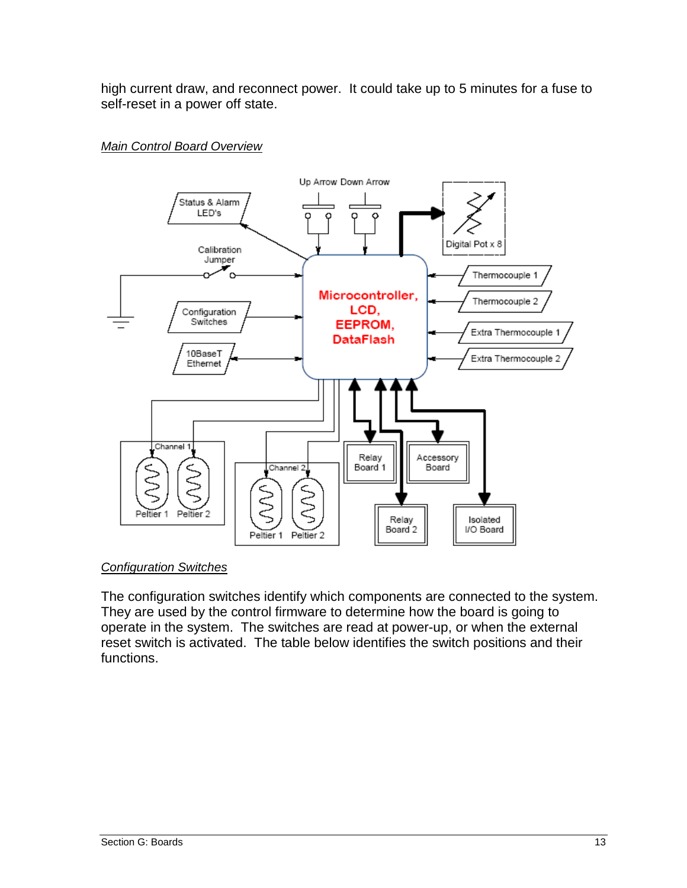high current draw, and reconnect power. It could take up to 5 minutes for a fuse to self-reset in a power off state.

*Main Control Board Overview*

*Configuration Switches*

The configuration switches identify which components are connected to the system. They are used by the control firmware to determine how the board is going to operate in the system. The switches are read at power-up, or when the external reset switch is activated. The table below identifies the switch positions and their functions.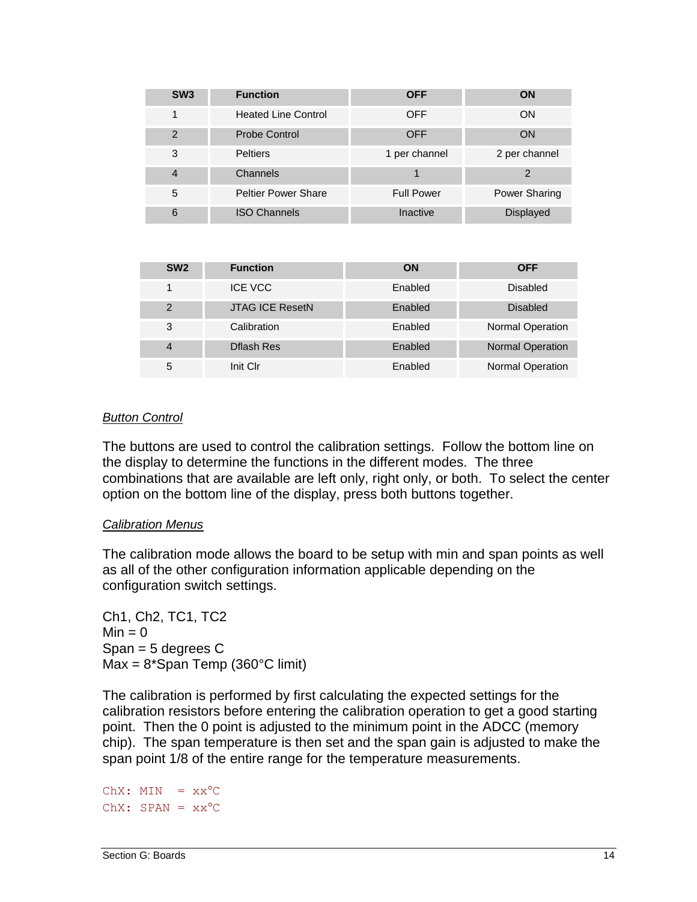| SW3 | Function | OFF | ON |
| --- | --- | --- | --- |
| 1 | Heated Line Control | OFF | ON |
| 2 | Probe Control | OFF | ON |
| 3 | Peltiers | 1 per channel | 2 per channel |
| 4 | Channels | 1 | 2 |
| 5 | Peltier Power Share | Full Power | Power Sharing |
| 6 | ISO Channels | Inactive | Displayed |

| SW2 | Function | ON | OFF |
| --- | --- | --- | --- |
| 1 | ICE VCC | Enabled | Disabled |
| 2 | JTAG ICE ResetN | Enabled | Disabled |
| 3 | Calibration | Enabled | Normal Operation |
| 4 | Dflash Res | Enabled | Normal Operation |
| 5 | Init Clr | Enabled | Normal Operation |

*Button Control*

The buttons are used to control the calibration settings. Follow the bottom line on the display to determine the functions in the different modes. The three combinations that are available are left only, right only, or both. To select the center option on the bottom line of the display, press both buttons together.

*Calibration Menus*

The calibration mode allows the board to be setup with min and span points as well as all of the other configuration information applicable depending on the configuration switch settings.

Ch1, Ch2, TC1, TC2
Min = 0
Span = 5 degrees C
Max = 8*Span Temp (360°C limit)

The calibration is performed by first calculating the expected settings for the calibration resistors before entering the calibration operation to get a good starting point. Then the 0 point is adjusted to the minimum point in the ADCC (memory chip). The span temperature is then set and the span gain is adjusted to make the span point 1/8 of the entire range for the temperature measurements.

```
ChX: MIN  = xx°C
ChX: SPAN = xx°C
```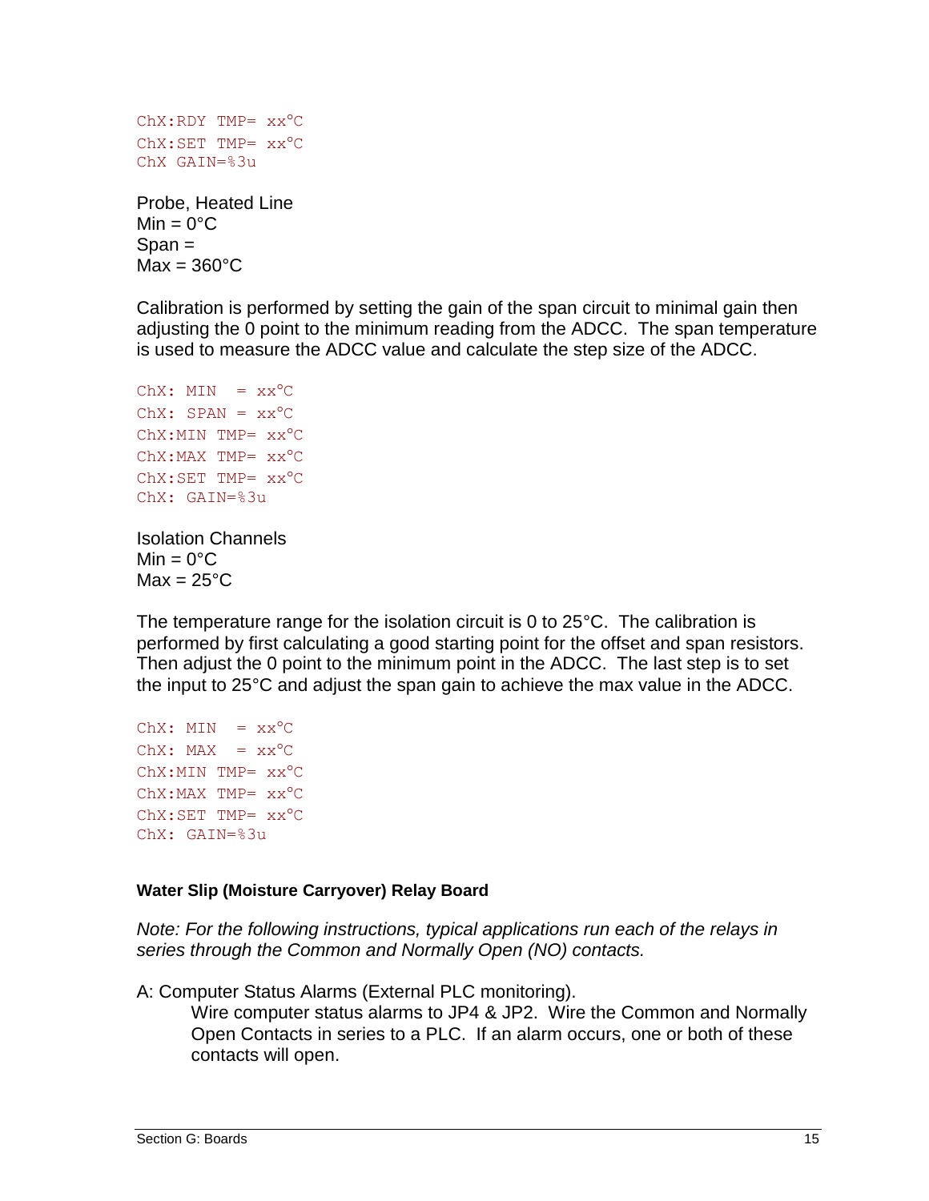```
ChX:RDY TMP= xx°C
ChX:SET TMP= xx°C
ChX GAIN=%3u
```

Probe, Heated Line
Min = 0°C
Span =
Max = 360°C

Calibration is performed by setting the gain of the span circuit to minimal gain then adjusting the 0 point to the minimum reading from the ADCC. The span temperature is used to measure the ADCC value and calculate the step size of the ADCC.

```
ChX: MIN  = xx°C
ChX: SPAN = xx°C
ChX:MIN TMP= xx°C
ChX:MAX TMP= xx°C
ChX:SET TMP= xx°C
ChX: GAIN=%3u
```

Isolation Channels
Min = 0°C
Max = 25°C

The temperature range for the isolation circuit is 0 to 25°C. The calibration is performed by first calculating a good starting point for the offset and span resistors. Then adjust the 0 point to the minimum point in the ADCC. The last step is to set the input to 25°C and adjust the span gain to achieve the max value in the ADCC.

```
ChX: MIN  = xx°C
ChX: MAX  = xx°C
ChX:MIN TMP= xx°C
ChX:MAX TMP= xx°C
ChX:SET TMP= xx°C
ChX: GAIN=%3u
```

**Water Slip (Moisture Carryover) Relay Board**

*Note: For the following instructions, typical applications run each of the relays in series through the Common and Normally Open (NO) contacts.*

A: Computer Status Alarms (External PLC monitoring).

Wire computer status alarms to JP4 & JP2. Wire the Common and Normally Open Contacts in series to a PLC. If an alarm occurs, one or both of these contacts will open.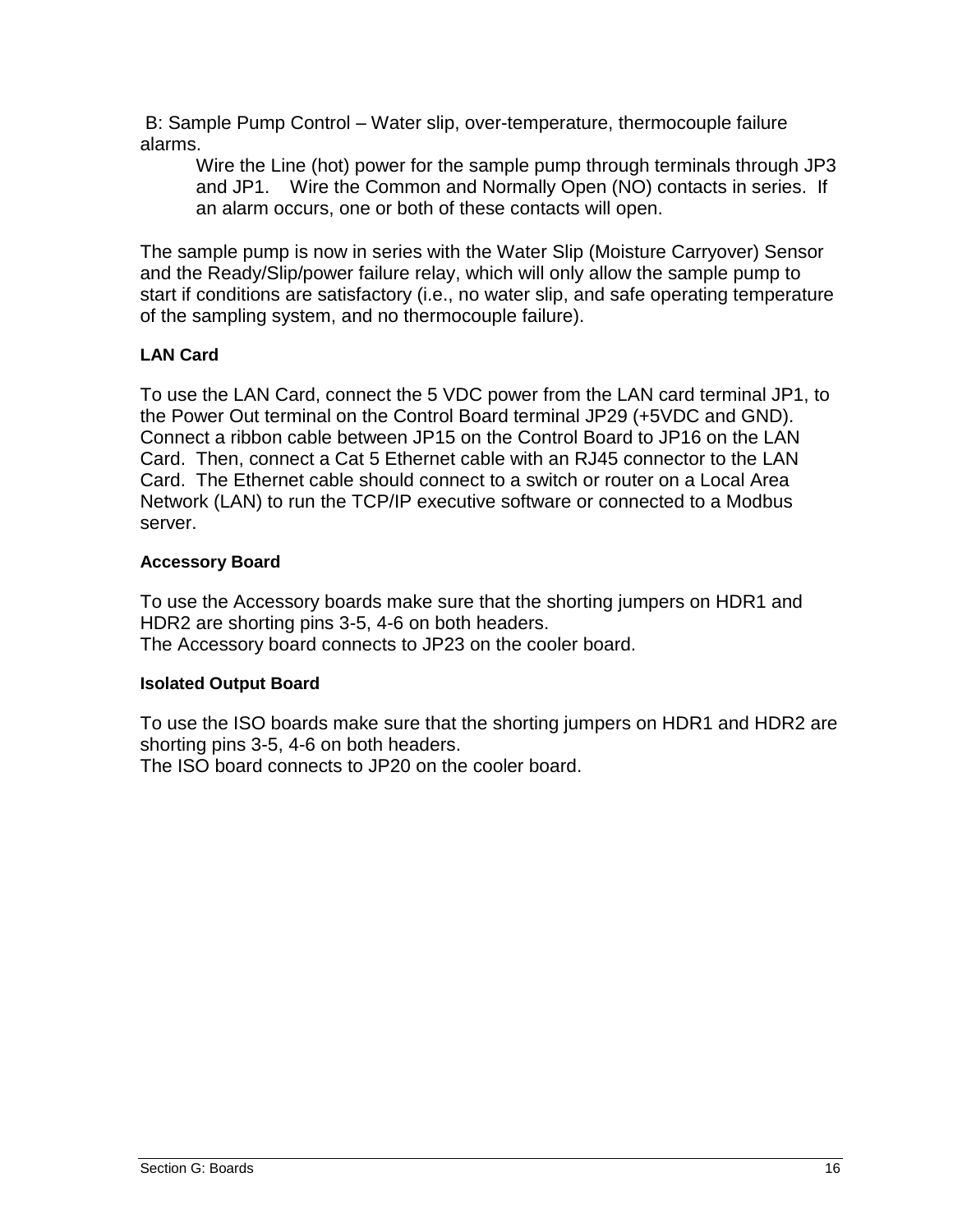B: Sample Pump Control – Water slip, over-temperature, thermocouple failure alarms.

> Wire the Line (hot) power for the sample pump through terminals through JP3 and JP1. Wire the Common and Normally Open (NO) contacts in series. If an alarm occurs, one or both of these contacts will open.

The sample pump is now in series with the Water Slip (Moisture Carryover) Sensor and the Ready/Slip/power failure relay, which will only allow the sample pump to start if conditions are satisfactory (i.e., no water slip, and safe operating temperature of the sampling system, and no thermocouple failure).

### LAN Card

To use the LAN Card, connect the 5 VDC power from the LAN card terminal JP1, to the Power Out terminal on the Control Board terminal JP29 (+5VDC and GND). Connect a ribbon cable between JP15 on the Control Board to JP16 on the LAN Card. Then, connect a Cat 5 Ethernet cable with an RJ45 connector to the LAN Card. The Ethernet cable should connect to a switch or router on a Local Area Network (LAN) to run the TCP/IP executive software or connected to a Modbus server.

### Accessory Board

To use the Accessory boards make sure that the shorting jumpers on HDR1 and HDR2 are shorting pins 3-5, 4-6 on both headers.
The Accessory board connects to JP23 on the cooler board.

### Isolated Output Board

To use the ISO boards make sure that the shorting jumpers on HDR1 and HDR2 are shorting pins 3-5, 4-6 on both headers.
The ISO board connects to JP20 on the cooler board.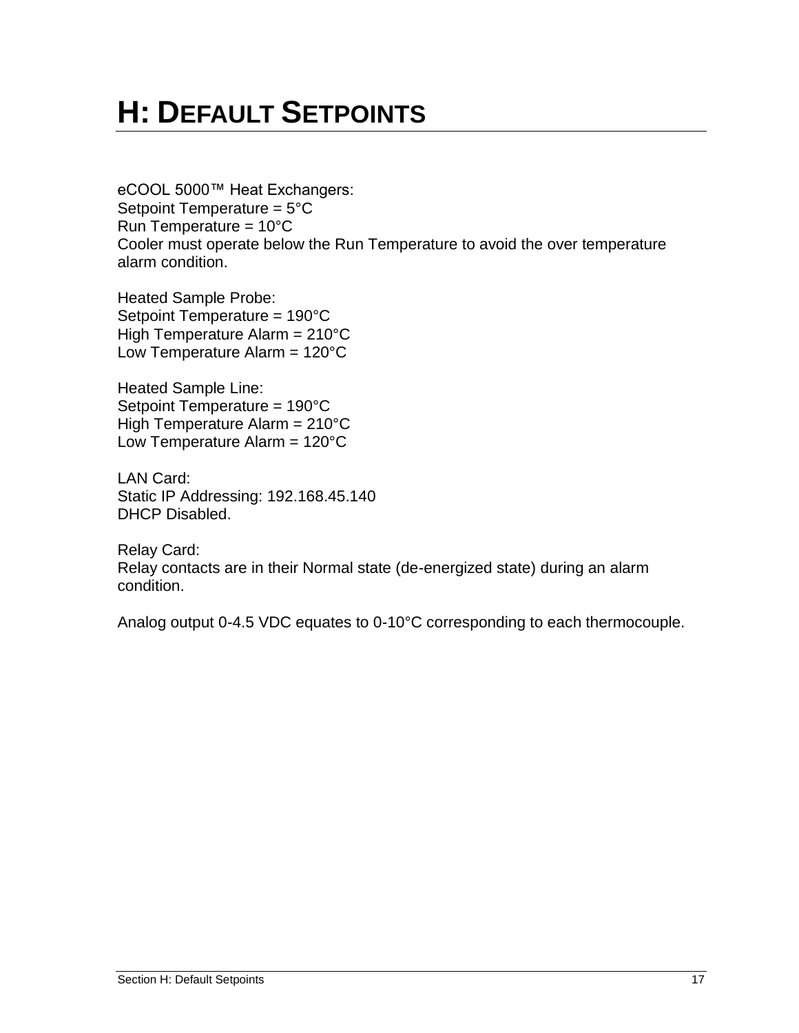# H: DEFAULT SETPOINTS

eCOOL 5000™ Heat Exchangers:
Setpoint Temperature = 5°C
Run Temperature = 10°C
Cooler must operate below the Run Temperature to avoid the over temperature alarm condition.

Heated Sample Probe:
Setpoint Temperature = 190°C
High Temperature Alarm = 210°C
Low Temperature Alarm = 120°C

Heated Sample Line:
Setpoint Temperature = 190°C
High Temperature Alarm = 210°C
Low Temperature Alarm = 120°C

LAN Card:
Static IP Addressing: 192.168.45.140
DHCP Disabled.

Relay Card:
Relay contacts are in their Normal state (de-energized state) during an alarm condition.

Analog output 0-4.5 VDC equates to 0-10°C corresponding to each thermocouple.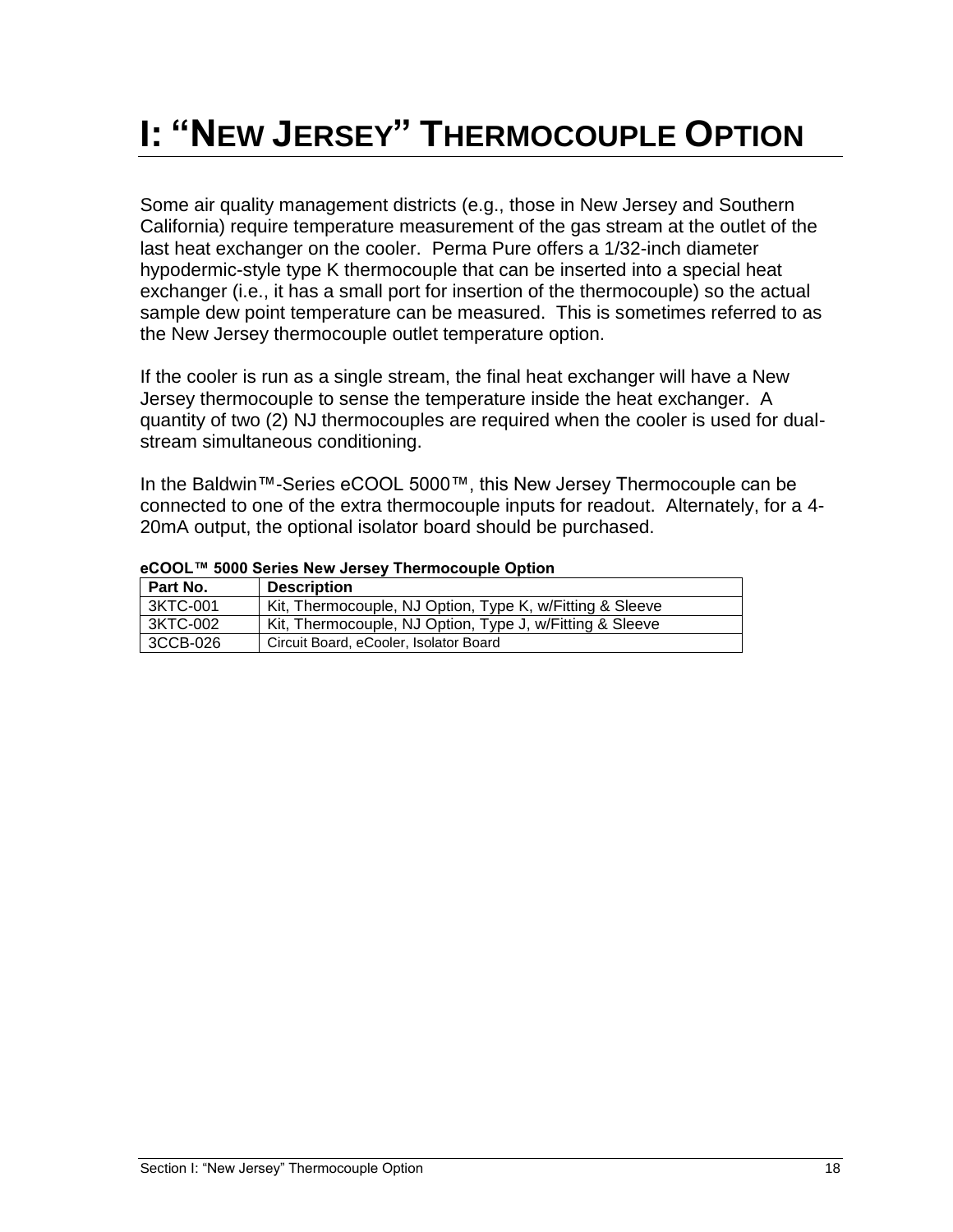# I: "NEW JERSEY" THERMOCOUPLE OPTION

Some air quality management districts (e.g., those in New Jersey and Southern California) require temperature measurement of the gas stream at the outlet of the last heat exchanger on the cooler. Perma Pure offers a 1/32-inch diameter hypodermic-style type K thermocouple that can be inserted into a special heat exchanger (i.e., it has a small port for insertion of the thermocouple) so the actual sample dew point temperature can be measured. This is sometimes referred to as the New Jersey thermocouple outlet temperature option.

If the cooler is run as a single stream, the final heat exchanger will have a New Jersey thermocouple to sense the temperature inside the heat exchanger. A quantity of two (2) NJ thermocouples are required when the cooler is used for dual-stream simultaneous conditioning.

In the Baldwin™-Series eCOOL 5000™, this New Jersey Thermocouple can be connected to one of the extra thermocouple inputs for readout. Alternately, for a 4-20mA output, the optional isolator board should be purchased.

**eCOOL™ 5000 Series New Jersey Thermocouple Option**

| Part No. | Description |
|---|---|
| 3KTC-001 | Kit, Thermocouple, NJ Option, Type K, w/Fitting & Sleeve |
| 3KTC-002 | Kit, Thermocouple, NJ Option, Type J, w/Fitting & Sleeve |
| 3CCB-026 | Circuit Board, eCooler, Isolator Board |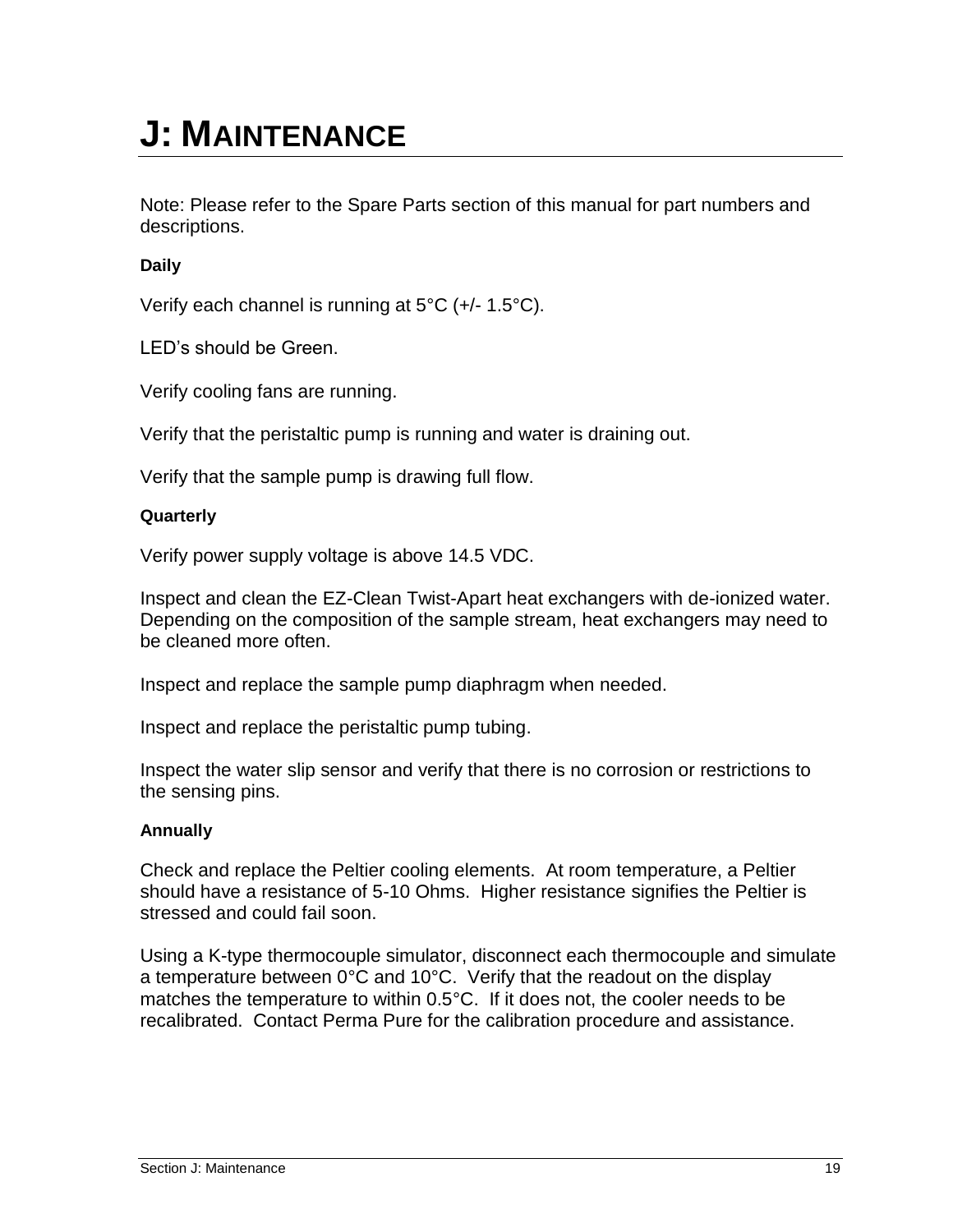# J: MAINTENANCE

Note: Please refer to the Spare Parts section of this manual for part numbers and descriptions.

**Daily**

Verify each channel is running at 5°C (+/- 1.5°C).

LED's should be Green.

Verify cooling fans are running.

Verify that the peristaltic pump is running and water is draining out.

Verify that the sample pump is drawing full flow.

**Quarterly**

Verify power supply voltage is above 14.5 VDC.

Inspect and clean the EZ-Clean Twist-Apart heat exchangers with de-ionized water. Depending on the composition of the sample stream, heat exchangers may need to be cleaned more often.

Inspect and replace the sample pump diaphragm when needed.

Inspect and replace the peristaltic pump tubing.

Inspect the water slip sensor and verify that there is no corrosion or restrictions to the sensing pins.

**Annually**

Check and replace the Peltier cooling elements. At room temperature, a Peltier should have a resistance of 5-10 Ohms. Higher resistance signifies the Peltier is stressed and could fail soon.

Using a K-type thermocouple simulator, disconnect each thermocouple and simulate a temperature between 0°C and 10°C. Verify that the readout on the display matches the temperature to within 0.5°C. If it does not, the cooler needs to be recalibrated. Contact Perma Pure for the calibration procedure and assistance.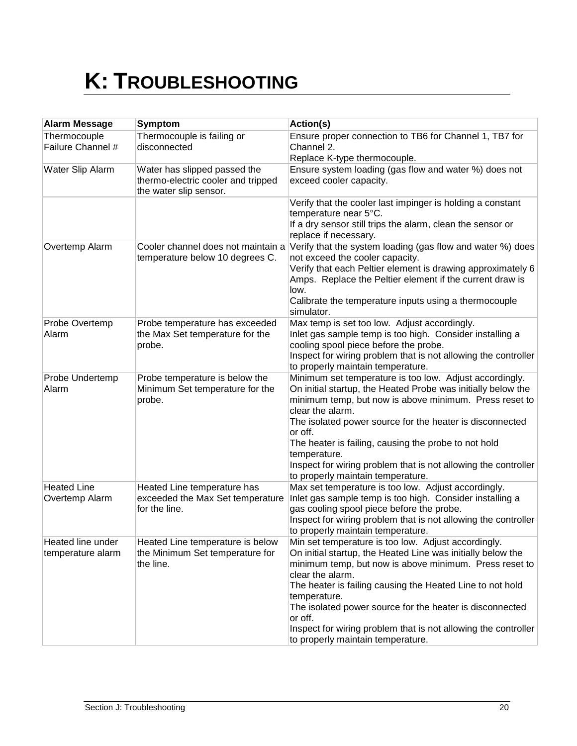# K: TROUBLESHOOTING

| Alarm Message | Symptom | Action(s) |
| --- | --- | --- |
| Thermocouple Failure Channel # | Thermocouple is failing or disconnected | Ensure proper connection to TB6 for Channel 1, TB7 for Channel 2.<br>Replace K-type thermocouple. |
| Water Slip Alarm | Water has slipped passed the thermo-electric cooler and tripped the water slip sensor. | Ensure system loading (gas flow and water %) does not exceed cooler capacity. |
| | | Verify that the cooler last impinger is holding a constant temperature near 5°C.<br>If a dry sensor still trips the alarm, clean the sensor or replace if necessary. |
| Overtemp Alarm | Cooler channel does not maintain a temperature below 10 degrees C. | Verify that the system loading (gas flow and water %) does not exceed the cooler capacity.<br>Verify that each Peltier element is drawing approximately 6 Amps. Replace the Peltier element if the current draw is low.<br>Calibrate the temperature inputs using a thermocouple simulator. |
| Probe Overtemp Alarm | Probe temperature has exceeded the Max Set temperature for the probe. | Max temp is set too low. Adjust accordingly.<br>Inlet gas sample temp is too high. Consider installing a cooling spool piece before the probe.<br>Inspect for wiring problem that is not allowing the controller to properly maintain temperature. |
| Probe Undertemp Alarm | Probe temperature is below the Minimum Set temperature for the probe. | Minimum set temperature is too low. Adjust accordingly.<br>On initial startup, the Heated Probe was initially below the minimum temp, but now is above minimum. Press reset to clear the alarm.<br>The isolated power source for the heater is disconnected or off.<br>The heater is failing, causing the probe to not hold temperature.<br>Inspect for wiring problem that is not allowing the controller to properly maintain temperature. |
| Heated Line Overtemp Alarm | Heated Line temperature has exceeded the Max Set temperature for the line. | Max set temperature is too low. Adjust accordingly.<br>Inlet gas sample temp is too high. Consider installing a gas cooling spool piece before the probe.<br>Inspect for wiring problem that is not allowing the controller to properly maintain temperature. |
| Heated line under temperature alarm | Heated Line temperature is below the Minimum Set temperature for the line. | Min set temperature is too low. Adjust accordingly.<br>On initial startup, the Heated Line was initially below the minimum temp, but now is above minimum. Press reset to clear the alarm.<br>The heater is failing causing the Heated Line to not hold temperature.<br>The isolated power source for the heater is disconnected or off.<br>Inspect for wiring problem that is not allowing the controller to properly maintain temperature. |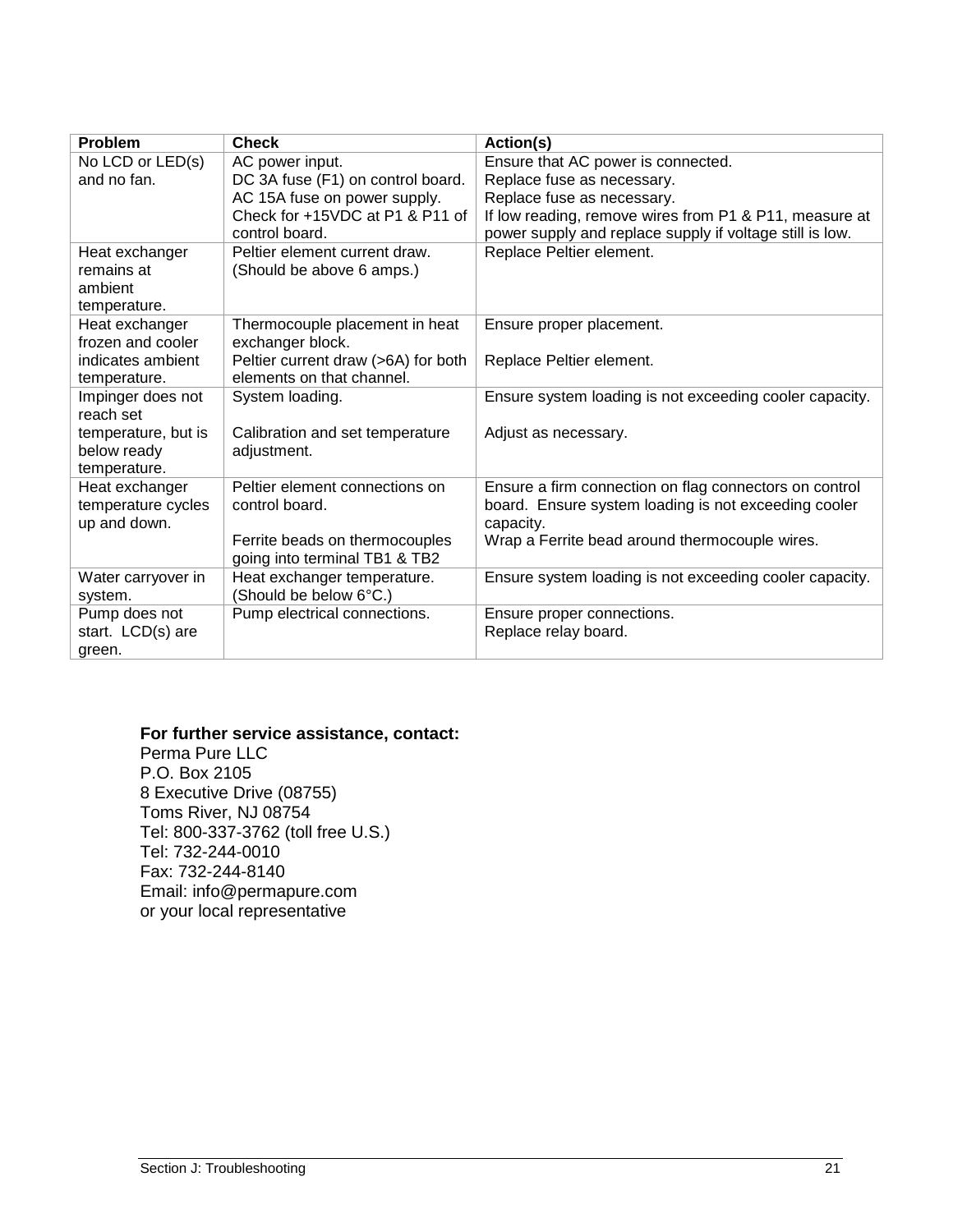| Problem | Check | Action(s) |
|---|---|---|
| No LCD or LED(s) and no fan. | AC power input.<br>DC 3A fuse (F1) on control board.<br>AC 15A fuse on power supply.<br>Check for +15VDC at P1 & P11 of control board. | Ensure that AC power is connected.<br>Replace fuse as necessary.<br>Replace fuse as necessary.<br>If low reading, remove wires from P1 & P11, measure at power supply and replace supply if voltage still is low. |
| Heat exchanger remains at ambient temperature. | Peltier element current draw. (Should be above 6 amps.) | Replace Peltier element. |
| Heat exchanger frozen and cooler indicates ambient temperature. | Thermocouple placement in heat exchanger block.<br>Peltier current draw (>6A) for both elements on that channel. | Ensure proper placement.<br><br>Replace Peltier element. |
| Impinger does not reach set temperature, but is below ready temperature. | System loading.<br><br>Calibration and set temperature adjustment. | Ensure system loading is not exceeding cooler capacity.<br><br>Adjust as necessary. |
| Heat exchanger temperature cycles up and down. | Peltier element connections on control board.<br><br>Ferrite beads on thermocouples going into terminal TB1 & TB2 | Ensure a firm connection on flag connectors on control board. Ensure system loading is not exceeding cooler capacity.<br>Wrap a Ferrite bead around thermocouple wires. |
| Water carryover in system. | Heat exchanger temperature. (Should be below 6°C.) | Ensure system loading is not exceeding cooler capacity. |
| Pump does not start. LCD(s) are green. | Pump electrical connections. | Ensure proper connections.<br>Replace relay board. |

**For further service assistance, contact:**
Perma Pure LLC
P.O. Box 2105
8 Executive Drive (08755)
Toms River, NJ 08754
Tel: 800-337-3762 (toll free U.S.)
Tel: 732-244-0010
Fax: 732-244-8140
Email: info@permapure.com
or your local representative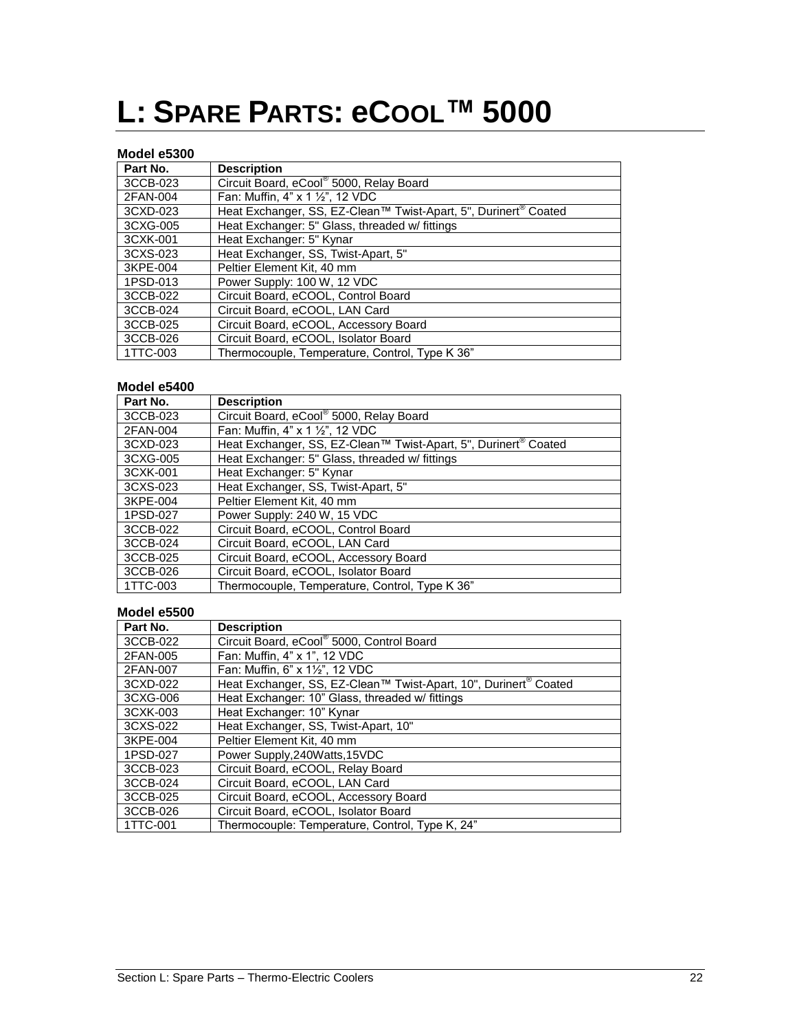# L: Spare Parts: eCool™ 5000

### Model e5300

| Part No. | Description |
|---|---|
| 3CCB-023 | Circuit Board, eCool® 5000, Relay Board |
| 2FAN-004 | Fan: Muffin, 4" x 1 ½", 12 VDC |
| 3CXD-023 | Heat Exchanger, SS, EZ-Clean™ Twist-Apart, 5", Durinert® Coated |
| 3CXG-005 | Heat Exchanger: 5" Glass, threaded w/ fittings |
| 3CXK-001 | Heat Exchanger: 5" Kynar |
| 3CXS-023 | Heat Exchanger, SS, Twist-Apart, 5" |
| 3KPE-004 | Peltier Element Kit, 40 mm |
| 1PSD-013 | Power Supply: 100 W, 12 VDC |
| 3CCB-022 | Circuit Board, eCOOL, Control Board |
| 3CCB-024 | Circuit Board, eCOOL, LAN Card |
| 3CCB-025 | Circuit Board, eCOOL, Accessory Board |
| 3CCB-026 | Circuit Board, eCOOL, Isolator Board |
| 1TTC-003 | Thermocouple, Temperature, Control, Type K 36" |

### Model e5400

| Part No. | Description |
|---|---|
| 3CCB-023 | Circuit Board, eCool® 5000, Relay Board |
| 2FAN-004 | Fan: Muffin, 4" x 1 ½", 12 VDC |
| 3CXD-023 | Heat Exchanger, SS, EZ-Clean™ Twist-Apart, 5", Durinert® Coated |
| 3CXG-005 | Heat Exchanger: 5" Glass, threaded w/ fittings |
| 3CXK-001 | Heat Exchanger: 5" Kynar |
| 3CXS-023 | Heat Exchanger, SS, Twist-Apart, 5" |
| 3KPE-004 | Peltier Element Kit, 40 mm |
| 1PSD-027 | Power Supply: 240 W, 15 VDC |
| 3CCB-022 | Circuit Board, eCOOL, Control Board |
| 3CCB-024 | Circuit Board, eCOOL, LAN Card |
| 3CCB-025 | Circuit Board, eCOOL, Accessory Board |
| 3CCB-026 | Circuit Board, eCOOL, Isolator Board |
| 1TTC-003 | Thermocouple, Temperature, Control, Type K 36" |

### Model e5500

| Part No. | Description |
|---|---|
| 3CCB-022 | Circuit Board, eCool® 5000, Control Board |
| 2FAN-005 | Fan: Muffin, 4" x 1", 12 VDC |
| 2FAN-007 | Fan: Muffin, 6" x 1½", 12 VDC |
| 3CXD-022 | Heat Exchanger, SS, EZ-Clean™ Twist-Apart, 10", Durinert® Coated |
| 3CXG-006 | Heat Exchanger: 10" Glass, threaded w/ fittings |
| 3CXK-003 | Heat Exchanger: 10" Kynar |
| 3CXS-022 | Heat Exchanger, SS, Twist-Apart, 10" |
| 3KPE-004 | Peltier Element Kit, 40 mm |
| 1PSD-027 | Power Supply,240Watts,15VDC |
| 3CCB-023 | Circuit Board, eCOOL, Relay Board |
| 3CCB-024 | Circuit Board, eCOOL, LAN Card |
| 3CCB-025 | Circuit Board, eCOOL, Accessory Board |
| 3CCB-026 | Circuit Board, eCOOL, Isolator Board |
| 1TTC-001 | Thermocouple: Temperature, Control, Type K, 24" |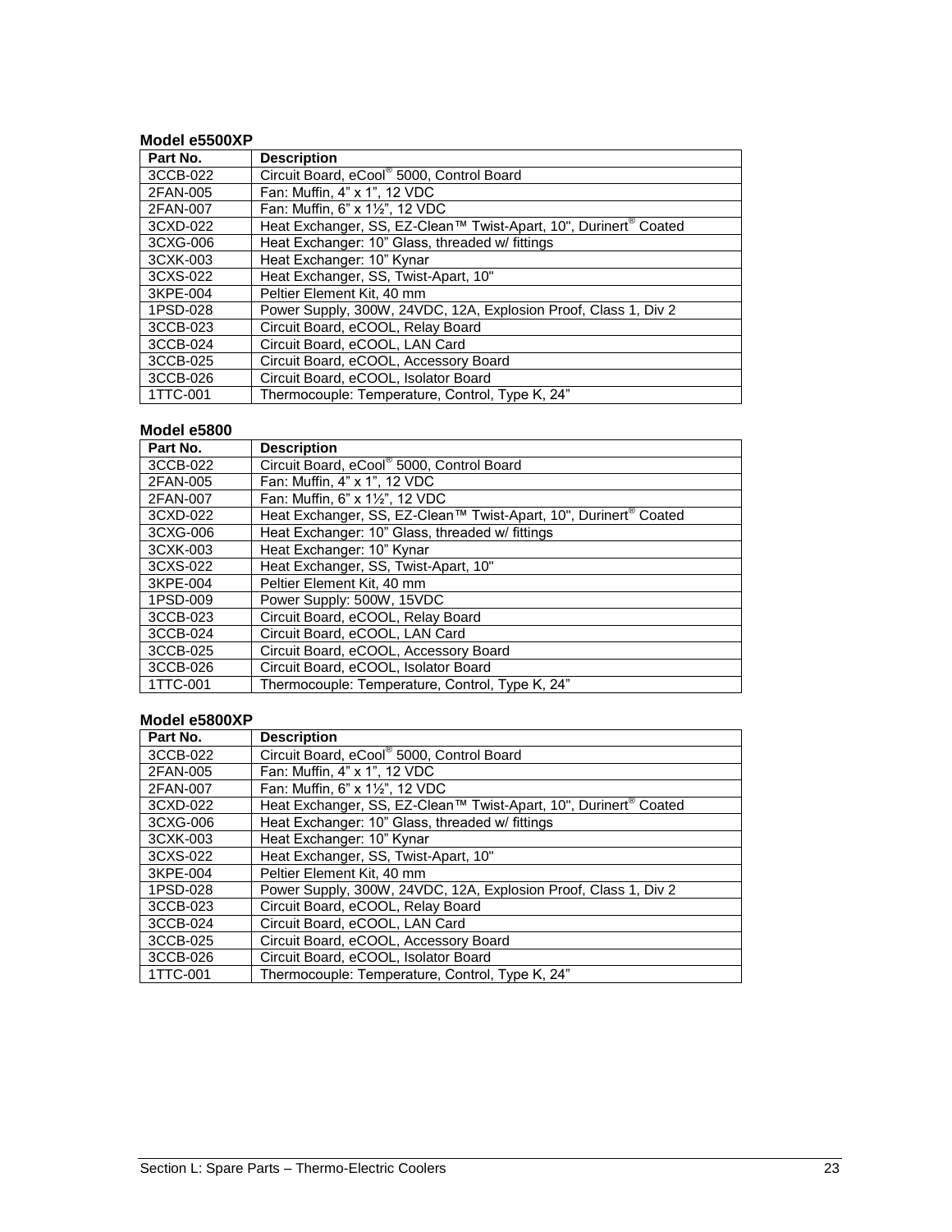**Model e5500XP**

| Part No. | Description |
|---|---|
| 3CCB-022 | Circuit Board, eCool® 5000, Control Board |
| 2FAN-005 | Fan: Muffin, 4" x 1", 12 VDC |
| 2FAN-007 | Fan: Muffin, 6" x 1½", 12 VDC |
| 3CXD-022 | Heat Exchanger, SS, EZ-Clean™ Twist-Apart, 10", Durinert® Coated |
| 3CXG-006 | Heat Exchanger: 10" Glass, threaded w/ fittings |
| 3CXK-003 | Heat Exchanger: 10" Kynar |
| 3CXS-022 | Heat Exchanger, SS, Twist-Apart, 10" |
| 3KPE-004 | Peltier Element Kit, 40 mm |
| 1PSD-028 | Power Supply, 300W, 24VDC, 12A, Explosion Proof, Class 1, Div 2 |
| 3CCB-023 | Circuit Board, eCOOL, Relay Board |
| 3CCB-024 | Circuit Board, eCOOL, LAN Card |
| 3CCB-025 | Circuit Board, eCOOL, Accessory Board |
| 3CCB-026 | Circuit Board, eCOOL, Isolator Board |
| 1TTC-001 | Thermocouple: Temperature, Control, Type K, 24" |

**Model e5800**

| Part No. | Description |
|---|---|
| 3CCB-022 | Circuit Board, eCool® 5000, Control Board |
| 2FAN-005 | Fan: Muffin, 4" x 1", 12 VDC |
| 2FAN-007 | Fan: Muffin, 6" x 1½", 12 VDC |
| 3CXD-022 | Heat Exchanger, SS, EZ-Clean™ Twist-Apart, 10", Durinert® Coated |
| 3CXG-006 | Heat Exchanger: 10" Glass, threaded w/ fittings |
| 3CXK-003 | Heat Exchanger: 10" Kynar |
| 3CXS-022 | Heat Exchanger, SS, Twist-Apart, 10" |
| 3KPE-004 | Peltier Element Kit, 40 mm |
| 1PSD-009 | Power Supply: 500W, 15VDC |
| 3CCB-023 | Circuit Board, eCOOL, Relay Board |
| 3CCB-024 | Circuit Board, eCOOL, LAN Card |
| 3CCB-025 | Circuit Board, eCOOL, Accessory Board |
| 3CCB-026 | Circuit Board, eCOOL, Isolator Board |
| 1TTC-001 | Thermocouple: Temperature, Control, Type K, 24" |

**Model e5800XP**

| Part No. | Description |
|---|---|
| 3CCB-022 | Circuit Board, eCool® 5000, Control Board |
| 2FAN-005 | Fan: Muffin, 4" x 1", 12 VDC |
| 2FAN-007 | Fan: Muffin, 6" x 1½", 12 VDC |
| 3CXD-022 | Heat Exchanger, SS, EZ-Clean™ Twist-Apart, 10", Durinert® Coated |
| 3CXG-006 | Heat Exchanger: 10" Glass, threaded w/ fittings |
| 3CXK-003 | Heat Exchanger: 10" Kynar |
| 3CXS-022 | Heat Exchanger, SS, Twist-Apart, 10" |
| 3KPE-004 | Peltier Element Kit, 40 mm |
| 1PSD-028 | Power Supply, 300W, 24VDC, 12A, Explosion Proof, Class 1, Div 2 |
| 3CCB-023 | Circuit Board, eCOOL, Relay Board |
| 3CCB-024 | Circuit Board, eCOOL, LAN Card |
| 3CCB-025 | Circuit Board, eCOOL, Accessory Board |
| 3CCB-026 | Circuit Board, eCOOL, Isolator Board |
| 1TTC-001 | Thermocouple: Temperature, Control, Type K, 24" |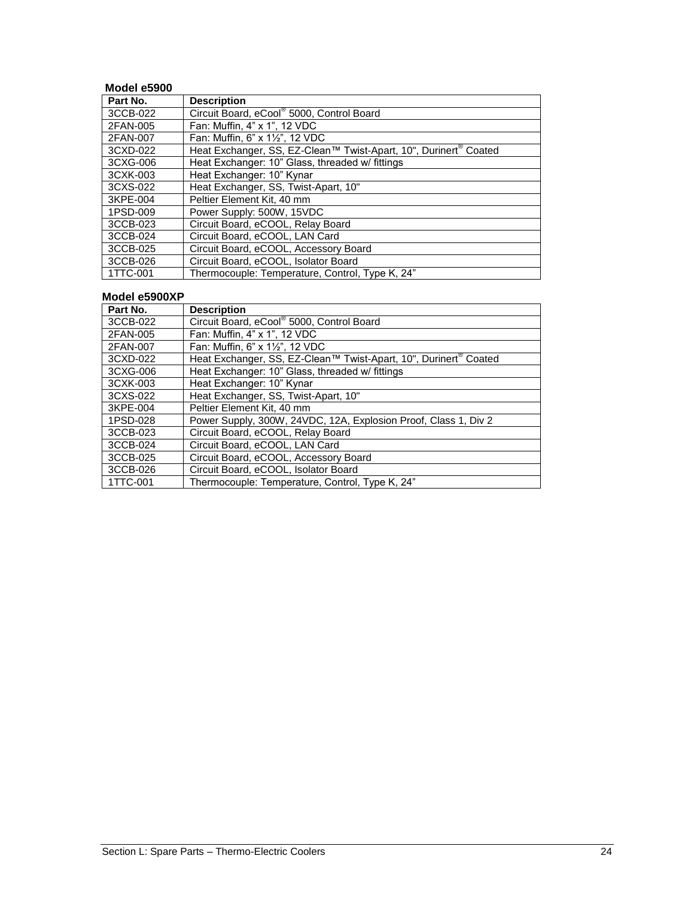**Model e5900**

| Part No. | Description |
|---|---|
| 3CCB-022 | Circuit Board, eCool® 5000, Control Board |
| 2FAN-005 | Fan: Muffin, 4” x 1”, 12 VDC |
| 2FAN-007 | Fan: Muffin, 6” x 1½”, 12 VDC |
| 3CXD-022 | Heat Exchanger, SS, EZ-Clean™ Twist-Apart, 10", Durinert® Coated |
| 3CXG-006 | Heat Exchanger: 10” Glass, threaded w/ fittings |
| 3CXK-003 | Heat Exchanger: 10” Kynar |
| 3CXS-022 | Heat Exchanger, SS, Twist-Apart, 10" |
| 3KPE-004 | Peltier Element Kit, 40 mm |
| 1PSD-009 | Power Supply: 500W, 15VDC |
| 3CCB-023 | Circuit Board, eCOOL, Relay Board |
| 3CCB-024 | Circuit Board, eCOOL, LAN Card |
| 3CCB-025 | Circuit Board, eCOOL, Accessory Board |
| 3CCB-026 | Circuit Board, eCOOL, Isolator Board |
| 1TTC-001 | Thermocouple: Temperature, Control, Type K, 24” |

**Model e5900XP**

| Part No. | Description |
|---|---|
| 3CCB-022 | Circuit Board, eCool® 5000, Control Board |
| 2FAN-005 | Fan: Muffin, 4” x 1”, 12 VDC |
| 2FAN-007 | Fan: Muffin, 6” x 1½”, 12 VDC |
| 3CXD-022 | Heat Exchanger, SS, EZ-Clean™ Twist-Apart, 10", Durinert® Coated |
| 3CXG-006 | Heat Exchanger: 10” Glass, threaded w/ fittings |
| 3CXK-003 | Heat Exchanger: 10” Kynar |
| 3CXS-022 | Heat Exchanger, SS, Twist-Apart, 10" |
| 3KPE-004 | Peltier Element Kit, 40 mm |
| 1PSD-028 | Power Supply, 300W, 24VDC, 12A, Explosion Proof, Class 1, Div 2 |
| 3CCB-023 | Circuit Board, eCOOL, Relay Board |
| 3CCB-024 | Circuit Board, eCOOL, LAN Card |
| 3CCB-025 | Circuit Board, eCOOL, Accessory Board |
| 3CCB-026 | Circuit Board, eCOOL, Isolator Board |
| 1TTC-001 | Thermocouple: Temperature, Control, Type K, 24” |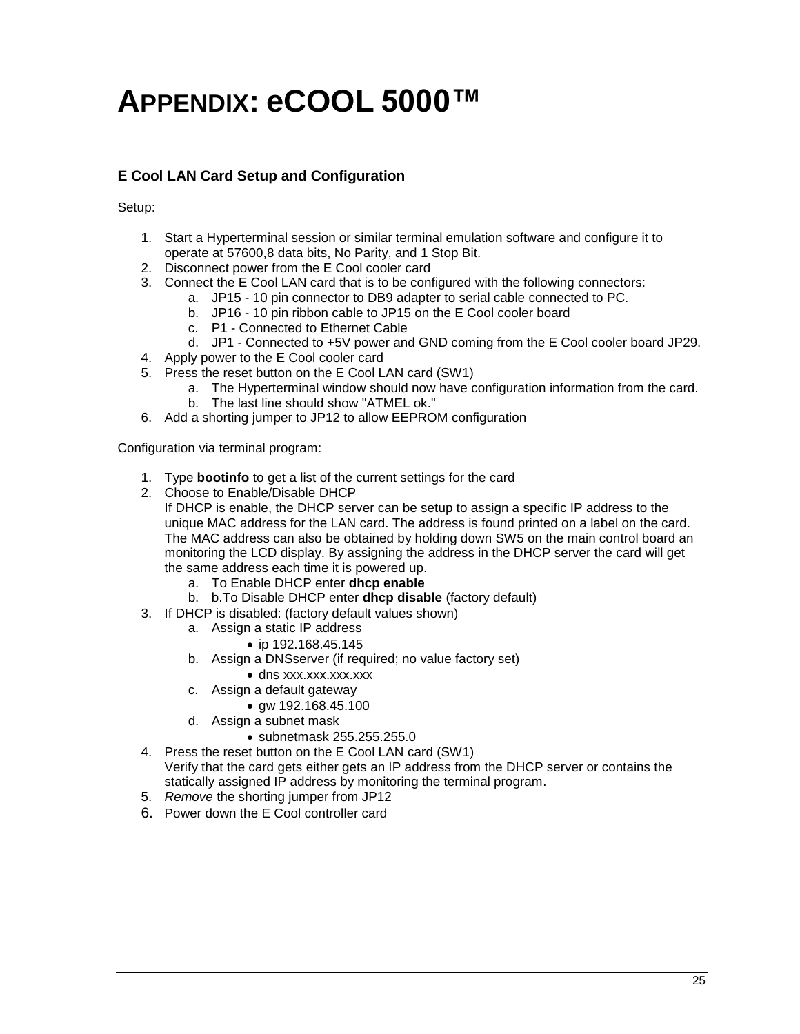# APPENDIX: eCOOL 5000™

### E Cool LAN Card Setup and Configuration

Setup:

1. Start a Hyperterminal session or similar terminal emulation software and configure it to operate at 57600,8 data bits, No Parity, and 1 Stop Bit.
2. Disconnect power from the E Cool cooler card
3. Connect the E Cool LAN card that is to be configured with the following connectors:
   a. JP15 - 10 pin connector to DB9 adapter to serial cable connected to PC.
   b. JP16 - 10 pin ribbon cable to JP15 on the E Cool cooler board
   c. P1 - Connected to Ethernet Cable
   d. JP1 - Connected to +5V power and GND coming from the E Cool cooler board JP29.
4. Apply power to the E Cool cooler card
5. Press the reset button on the E Cool LAN card (SW1)
   a. The Hyperterminal window should now have configuration information from the card.
   b. The last line should show "ATMEL ok."
6. Add a shorting jumper to JP12 to allow EEPROM configuration

Configuration via terminal program:

1. Type **bootinfo** to get a list of the current settings for the card
2. Choose to Enable/Disable DHCP
   If DHCP is enable, the DHCP server can be setup to assign a specific IP address to the unique MAC address for the LAN card. The address is found printed on a label on the card. The MAC address can also be obtained by holding down SW5 on the main control board an monitoring the LCD display. By assigning the address in the DHCP server the card will get the same address each time it is powered up.
   a. To Enable DHCP enter **dhcp enable**
   b. b.To Disable DHCP enter **dhcp disable** (factory default)
3. If DHCP is disabled: (factory default values shown)
   a. Assign a static IP address
      - ip 192.168.45.145
   b. Assign a DNSserver (if required; no value factory set)
      - dns xxx.xxx.xxx.xxx
   c. Assign a default gateway
      - gw 192.168.45.100
   d. Assign a subnet mask
      - subnetmask 255.255.255.0
4. Press the reset button on the E Cool LAN card (SW1)
   Verify that the card gets either gets an IP address from the DHCP server or contains the statically assigned IP address by monitoring the terminal program.
5. *Remove* the shorting jumper from JP12
6. Power down the E Cool controller card